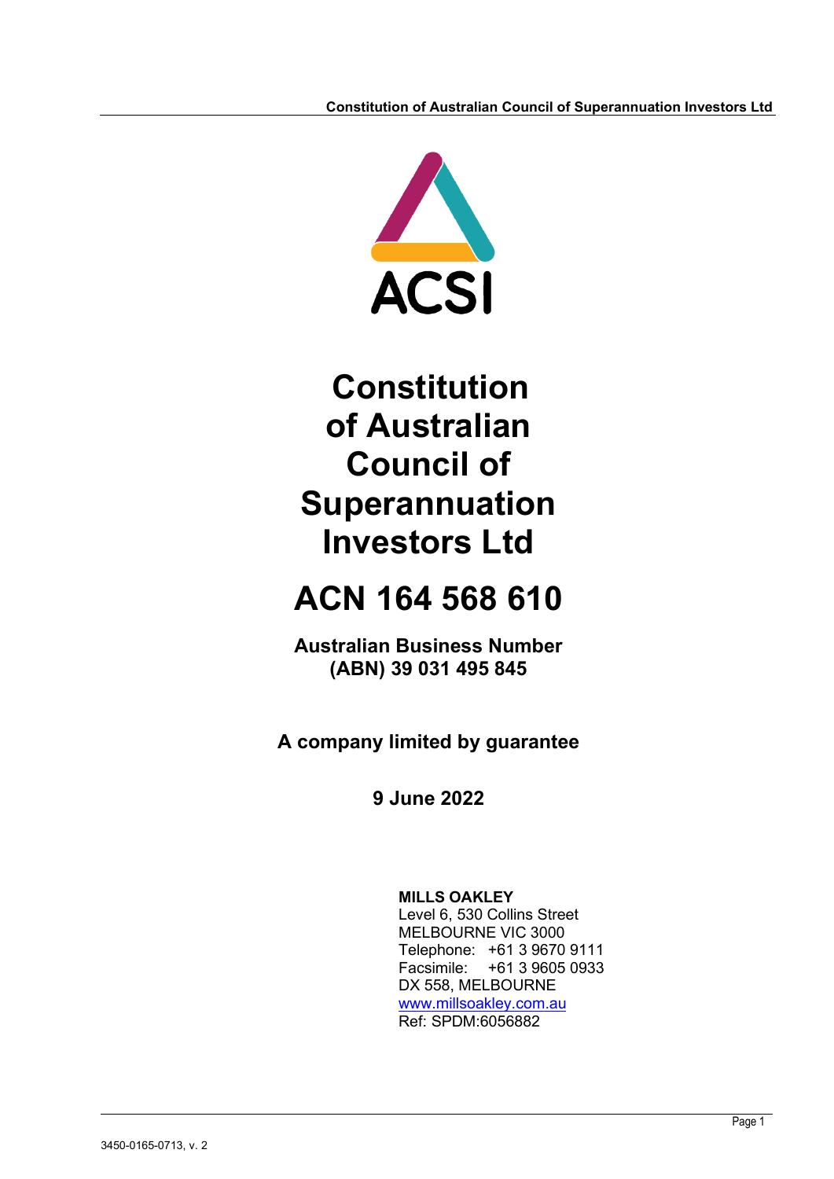ACSI

# Constitution of Australian Council of Superannuation Investors Ltd

# ACN 164 568 610

**Australian Business Number (ABN) 39 031 495 845**

**A company limited by guarantee**

**9 June 2022**

**MILLS OAKLEY**
Level 6, 530 Collins Street
MELBOURNE VIC 3000
Telephone: +61 3 9670 9111
Facsimile: +61 3 9605 0933
DX 558, MELBOURNE
www.millsoakley.com.au
Ref: SPDM:6056882

3450-0165-0713, v. 2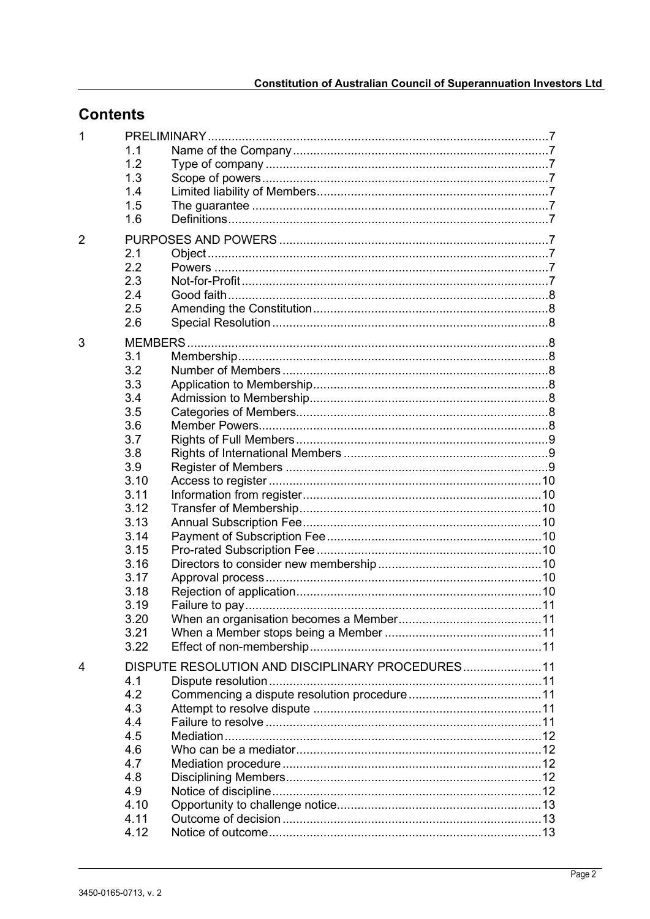# Contents

| | | | |
|---|---|---|---|
| 1 | PRELIMINARY | | 7 |
| | 1.1 | Name of the Company | 7 |
| | 1.2 | Type of company | 7 |
| | 1.3 | Scope of powers | 7 |
| | 1.4 | Limited liability of Members | 7 |
| | 1.5 | The guarantee | 7 |
| | 1.6 | Definitions | 7 |
| 2 | PURPOSES AND POWERS | | 7 |
| | 2.1 | Object | 7 |
| | 2.2 | Powers | 7 |
| | 2.3 | Not-for-Profit | 7 |
| | 2.4 | Good faith | 8 |
| | 2.5 | Amending the Constitution | 8 |
| | 2.6 | Special Resolution | 8 |
| 3 | MEMBERS | | 8 |
| | 3.1 | Membership | 8 |
| | 3.2 | Number of Members | 8 |
| | 3.3 | Application to Membership | 8 |
| | 3.4 | Admission to Membership | 8 |
| | 3.5 | Categories of Members | 8 |
| | 3.6 | Member Powers | 8 |
| | 3.7 | Rights of Full Members | 9 |
| | 3.8 | Rights of International Members | 9 |
| | 3.9 | Register of Members | 9 |
| | 3.10 | Access to register | 10 |
| | 3.11 | Information from register | 10 |
| | 3.12 | Transfer of Membership | 10 |
| | 3.13 | Annual Subscription Fee | 10 |
| | 3.14 | Payment of Subscription Fee | 10 |
| | 3.15 | Pro-rated Subscription Fee | 10 |
| | 3.16 | Directors to consider new membership | 10 |
| | 3.17 | Approval process | 10 |
| | 3.18 | Rejection of application | 10 |
| | 3.19 | Failure to pay | 11 |
| | 3.20 | When an organisation becomes a Member | 11 |
| | 3.21 | When a Member stops being a Member | 11 |
| | 3.22 | Effect of non-membership | 11 |
| 4 | DISPUTE RESOLUTION AND DISCIPLINARY PROCEDURES | | 11 |
| | 4.1 | Dispute resolution | 11 |
| | 4.2 | Commencing a dispute resolution procedure | 11 |
| | 4.3 | Attempt to resolve dispute | 11 |
| | 4.4 | Failure to resolve | 11 |
| | 4.5 | Mediation | 12 |
| | 4.6 | Who can be a mediator | 12 |
| | 4.7 | Mediation procedure | 12 |
| | 4.8 | Disciplining Members | 12 |
| | 4.9 | Notice of discipline | 12 |
| | 4.10 | Opportunity to challenge notice | 13 |
| | 4.11 | Outcome of decision | 13 |
| | 4.12 | Notice of outcome | 13 |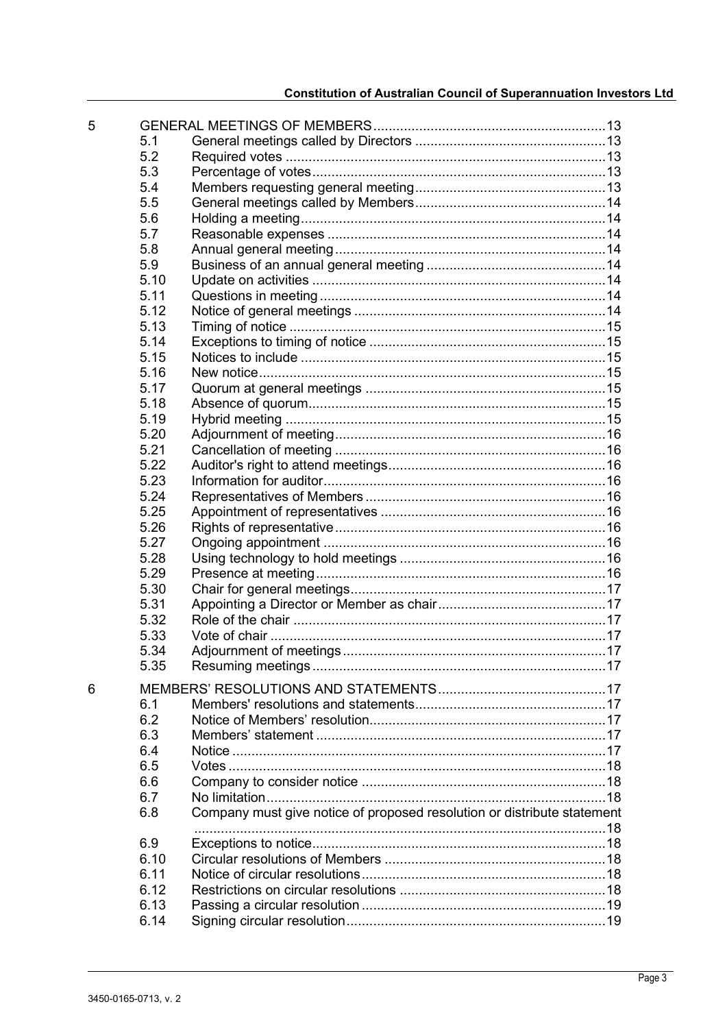| | | | |
|---|---|---|---|
| 5 | | GENERAL MEETINGS OF MEMBERS | 13 |
| | 5.1 | General meetings called by Directors | 13 |
| | 5.2 | Required votes | 13 |
| | 5.3 | Percentage of votes | 13 |
| | 5.4 | Members requesting general meeting | 13 |
| | 5.5 | General meetings called by Members | 14 |
| | 5.6 | Holding a meeting | 14 |
| | 5.7 | Reasonable expenses | 14 |
| | 5.8 | Annual general meeting | 14 |
| | 5.9 | Business of an annual general meeting | 14 |
| | 5.10 | Update on activities | 14 |
| | 5.11 | Questions in meeting | 14 |
| | 5.12 | Notice of general meetings | 14 |
| | 5.13 | Timing of notice | 15 |
| | 5.14 | Exceptions to timing of notice | 15 |
| | 5.15 | Notices to include | 15 |
| | 5.16 | New notice | 15 |
| | 5.17 | Quorum at general meetings | 15 |
| | 5.18 | Absence of quorum | 15 |
| | 5.19 | Hybrid meeting | 15 |
| | 5.20 | Adjournment of meeting | 16 |
| | 5.21 | Cancellation of meeting | 16 |
| | 5.22 | Auditor's right to attend meetings | 16 |
| | 5.23 | Information for auditor | 16 |
| | 5.24 | Representatives of Members | 16 |
| | 5.25 | Appointment of representatives | 16 |
| | 5.26 | Rights of representative | 16 |
| | 5.27 | Ongoing appointment | 16 |
| | 5.28 | Using technology to hold meetings | 16 |
| | 5.29 | Presence at meeting | 16 |
| | 5.30 | Chair for general meetings | 17 |
| | 5.31 | Appointing a Director or Member as chair | 17 |
| | 5.32 | Role of the chair | 17 |
| | 5.33 | Vote of chair | 17 |
| | 5.34 | Adjournment of meetings | 17 |
| | 5.35 | Resuming meetings | 17 |
| 6 | | MEMBERS' RESOLUTIONS AND STATEMENTS | 17 |
| | 6.1 | Members' resolutions and statements | 17 |
| | 6.2 | Notice of Members' resolution | 17 |
| | 6.3 | Members' statement | 17 |
| | 6.4 | Notice | 17 |
| | 6.5 | Votes | 18 |
| | 6.6 | Company to consider notice | 18 |
| | 6.7 | No limitation | 18 |
| | 6.8 | Company must give notice of proposed resolution or distribute statement | 18 |
| | 6.9 | Exceptions to notice | 18 |
| | 6.10 | Circular resolutions of Members | 18 |
| | 6.11 | Notice of circular resolutions | 18 |
| | 6.12 | Restrictions on circular resolutions | 18 |
| | 6.13 | Passing a circular resolution | 19 |
| | 6.14 | Signing circular resolution | 19 |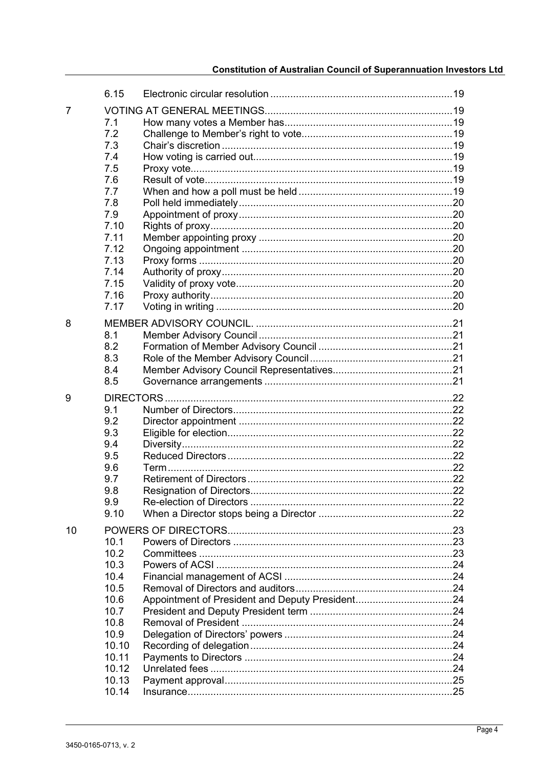| | | | |
|---|---|---|---|
| | 6.15 | Electronic circular resolution | 19 |
| 7 | VOTING AT GENERAL MEETINGS | | 19 |
| | 7.1 | How many votes a Member has | 19 |
| | 7.2 | Challenge to Member's right to vote | 19 |
| | 7.3 | Chair's discretion | 19 |
| | 7.4 | How voting is carried out | 19 |
| | 7.5 | Proxy vote | 19 |
| | 7.6 | Result of vote | 19 |
| | 7.7 | When and how a poll must be held | 19 |
| | 7.8 | Poll held immediately | 20 |
| | 7.9 | Appointment of proxy | 20 |
| | 7.10 | Rights of proxy | 20 |
| | 7.11 | Member appointing proxy | 20 |
| | 7.12 | Ongoing appointment | 20 |
| | 7.13 | Proxy forms | 20 |
| | 7.14 | Authority of proxy | 20 |
| | 7.15 | Validity of proxy vote | 20 |
| | 7.16 | Proxy authority | 20 |
| | 7.17 | Voting in writing | 20 |
| 8 | MEMBER ADVISORY COUNCIL. | | 21 |
| | 8.1 | Member Advisory Council | 21 |
| | 8.2 | Formation of Member Advisory Council | 21 |
| | 8.3 | Role of the Member Advisory Council | 21 |
| | 8.4 | Member Advisory Council Representatives | 21 |
| | 8.5 | Governance arrangements | 21 |
| 9 | DIRECTORS | | 22 |
| | 9.1 | Number of Directors | 22 |
| | 9.2 | Director appointment | 22 |
| | 9.3 | Eligible for election | 22 |
| | 9.4 | Diversity | 22 |
| | 9.5 | Reduced Directors | 22 |
| | 9.6 | Term | 22 |
| | 9.7 | Retirement of Directors | 22 |
| | 9.8 | Resignation of Directors | 22 |
| | 9.9 | Re-election of Directors | 22 |
| | 9.10 | When a Director stops being a Director | 22 |
| 10 | POWERS OF DIRECTORS | | 23 |
| | 10.1 | Powers of Directors | 23 |
| | 10.2 | Committees | 23 |
| | 10.3 | Powers of ACSI | 24 |
| | 10.4 | Financial management of ACSI | 24 |
| | 10.5 | Removal of Directors and auditors | 24 |
| | 10.6 | Appointment of President and Deputy President | 24 |
| | 10.7 | President and Deputy President term | 24 |
| | 10.8 | Removal of President | 24 |
| | 10.9 | Delegation of Directors' powers | 24 |
| | 10.10 | Recording of delegation | 24 |
| | 10.11 | Payments to Directors | 24 |
| | 10.12 | Unrelated fees | 24 |
| | 10.13 | Payment approval | 25 |
| | 10.14 | Insurance | 25 |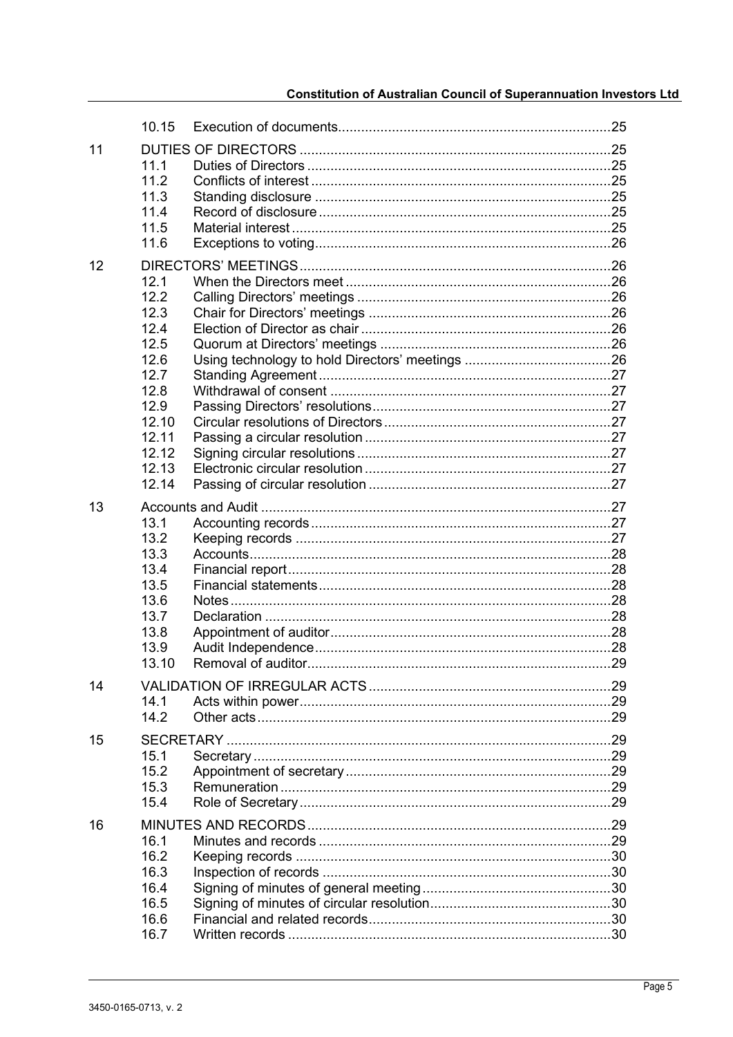| | | | |
|---|---|---|---|
| | 10.15 | Execution of documents | 25 |
| 11 | DUTIES OF DIRECTORS | | 25 |
| | 11.1 | Duties of Directors | 25 |
| | 11.2 | Conflicts of interest | 25 |
| | 11.3 | Standing disclosure | 25 |
| | 11.4 | Record of disclosure | 25 |
| | 11.5 | Material interest | 25 |
| | 11.6 | Exceptions to voting | 26 |
| 12 | DIRECTORS' MEETINGS | | 26 |
| | 12.1 | When the Directors meet | 26 |
| | 12.2 | Calling Directors' meetings | 26 |
| | 12.3 | Chair for Directors' meetings | 26 |
| | 12.4 | Election of Director as chair | 26 |
| | 12.5 | Quorum at Directors' meetings | 26 |
| | 12.6 | Using technology to hold Directors' meetings | 26 |
| | 12.7 | Standing Agreement | 27 |
| | 12.8 | Withdrawal of consent | 27 |
| | 12.9 | Passing Directors' resolutions | 27 |
| | 12.10 | Circular resolutions of Directors | 27 |
| | 12.11 | Passing a circular resolution | 27 |
| | 12.12 | Signing circular resolutions | 27 |
| | 12.13 | Electronic circular resolution | 27 |
| | 12.14 | Passing of circular resolution | 27 |
| 13 | Accounts and Audit | | 27 |
| | 13.1 | Accounting records | 27 |
| | 13.2 | Keeping records | 27 |
| | 13.3 | Accounts | 28 |
| | 13.4 | Financial report | 28 |
| | 13.5 | Financial statements | 28 |
| | 13.6 | Notes | 28 |
| | 13.7 | Declaration | 28 |
| | 13.8 | Appointment of auditor | 28 |
| | 13.9 | Audit Independence | 28 |
| | 13.10 | Removal of auditor | 29 |
| 14 | VALIDATION OF IRREGULAR ACTS | | 29 |
| | 14.1 | Acts within power | 29 |
| | 14.2 | Other acts | 29 |
| 15 | SECRETARY | | 29 |
| | 15.1 | Secretary | 29 |
| | 15.2 | Appointment of secretary | 29 |
| | 15.3 | Remuneration | 29 |
| | 15.4 | Role of Secretary | 29 |
| 16 | MINUTES AND RECORDS | | 29 |
| | 16.1 | Minutes and records | 29 |
| | 16.2 | Keeping records | 30 |
| | 16.3 | Inspection of records | 30 |
| | 16.4 | Signing of minutes of general meeting | 30 |
| | 16.5 | Signing of minutes of circular resolution | 30 |
| | 16.6 | Financial and related records | 30 |
| | 16.7 | Written records | 30 |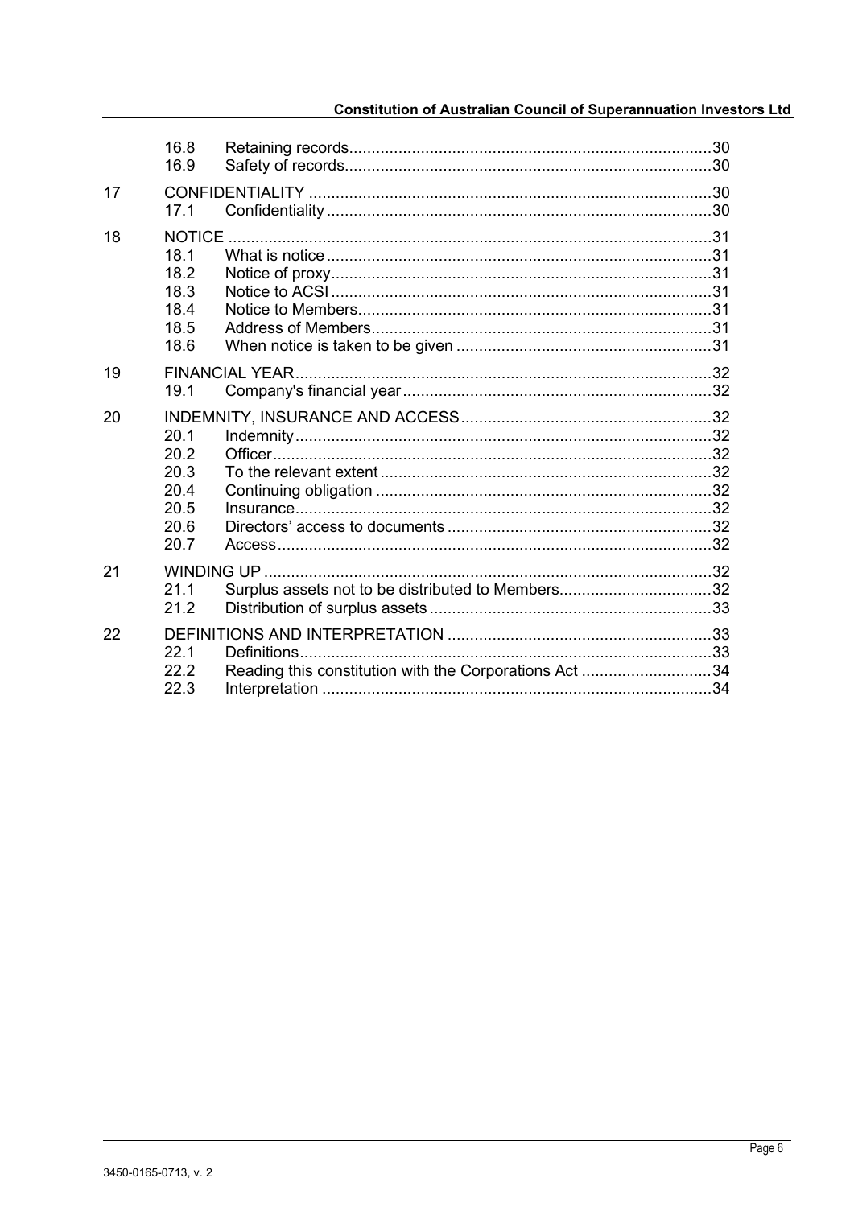| | | | |
|---|---|---|---|
| | 16.8 | Retaining records | 30 |
| | 16.9 | Safety of records | 30 |
| 17 | CONFIDENTIALITY | | 30 |
| | 17.1 | Confidentiality | 30 |
| 18 | NOTICE | | 31 |
| | 18.1 | What is notice | 31 |
| | 18.2 | Notice of proxy | 31 |
| | 18.3 | Notice to ACSI | 31 |
| | 18.4 | Notice to Members | 31 |
| | 18.5 | Address of Members | 31 |
| | 18.6 | When notice is taken to be given | 31 |
| 19 | FINANCIAL YEAR | | 32 |
| | 19.1 | Company's financial year | 32 |
| 20 | INDEMNITY, INSURANCE AND ACCESS | | 32 |
| | 20.1 | Indemnity | 32 |
| | 20.2 | Officer | 32 |
| | 20.3 | To the relevant extent | 32 |
| | 20.4 | Continuing obligation | 32 |
| | 20.5 | Insurance | 32 |
| | 20.6 | Directors' access to documents | 32 |
| | 20.7 | Access | 32 |
| 21 | WINDING UP | | 32 |
| | 21.1 | Surplus assets not to be distributed to Members | 32 |
| | 21.2 | Distribution of surplus assets | 33 |
| 22 | DEFINITIONS AND INTERPRETATION | | 33 |
| | 22.1 | Definitions | 33 |
| | 22.2 | Reading this constitution with the Corporations Act | 34 |
| | 22.3 | Interpretation | 34 |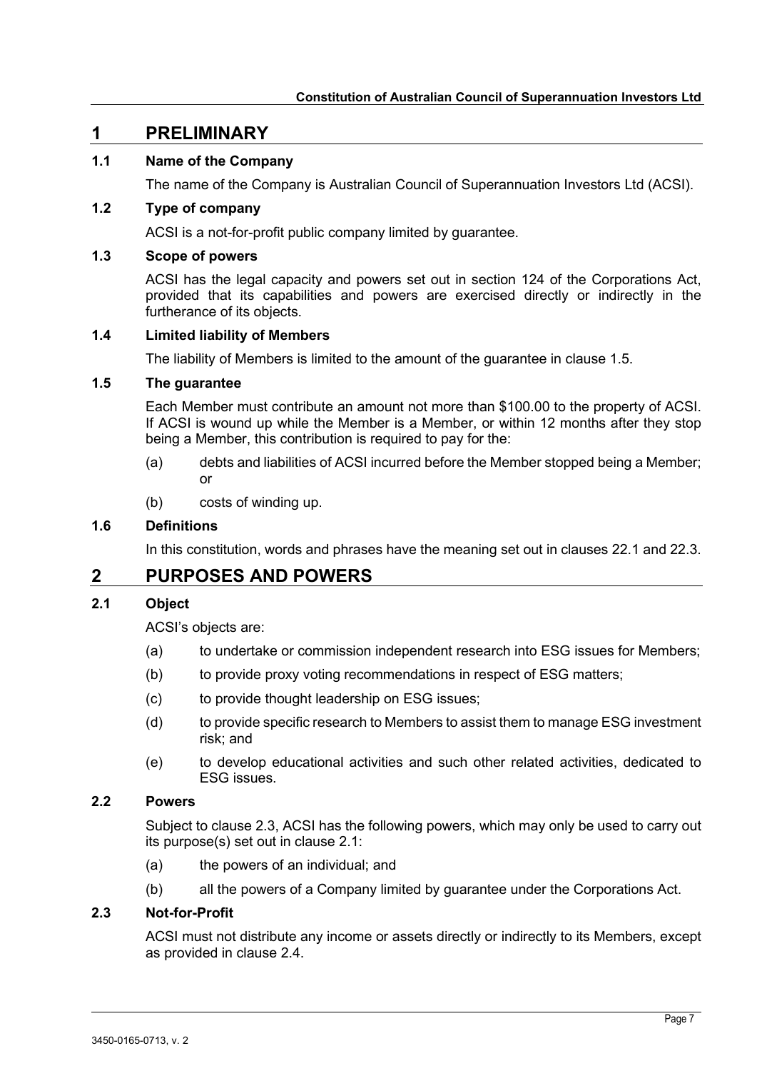## 1 PRELIMINARY

### 1.1 Name of the Company

The name of the Company is Australian Council of Superannuation Investors Ltd (ACSI).

### 1.2 Type of company

ACSI is a not-for-profit public company limited by guarantee.

### 1.3 Scope of powers

ACSI has the legal capacity and powers set out in section 124 of the Corporations Act, provided that its capabilities and powers are exercised directly or indirectly in the furtherance of its objects.

### 1.4 Limited liability of Members

The liability of Members is limited to the amount of the guarantee in clause 1.5.

### 1.5 The guarantee

Each Member must contribute an amount not more than $100.00 to the property of ACSI. If ACSI is wound up while the Member is a Member, or within 12 months after they stop being a Member, this contribution is required to pay for the:

(a) debts and liabilities of ACSI incurred before the Member stopped being a Member; or

(b) costs of winding up.

### 1.6 Definitions

In this constitution, words and phrases have the meaning set out in clauses 22.1 and 22.3.

## 2 PURPOSES AND POWERS

### 2.1 Object

ACSI's objects are:

(a) to undertake or commission independent research into ESG issues for Members;

(b) to provide proxy voting recommendations in respect of ESG matters;

(c) to provide thought leadership on ESG issues;

(d) to provide specific research to Members to assist them to manage ESG investment risk; and

(e) to develop educational activities and such other related activities, dedicated to ESG issues.

### 2.2 Powers

Subject to clause 2.3, ACSI has the following powers, which may only be used to carry out its purpose(s) set out in clause 2.1:

(a) the powers of an individual; and

(b) all the powers of a Company limited by guarantee under the Corporations Act.

### 2.3 Not-for-Profit

ACSI must not distribute any income or assets directly or indirectly to its Members, except as provided in clause 2.4.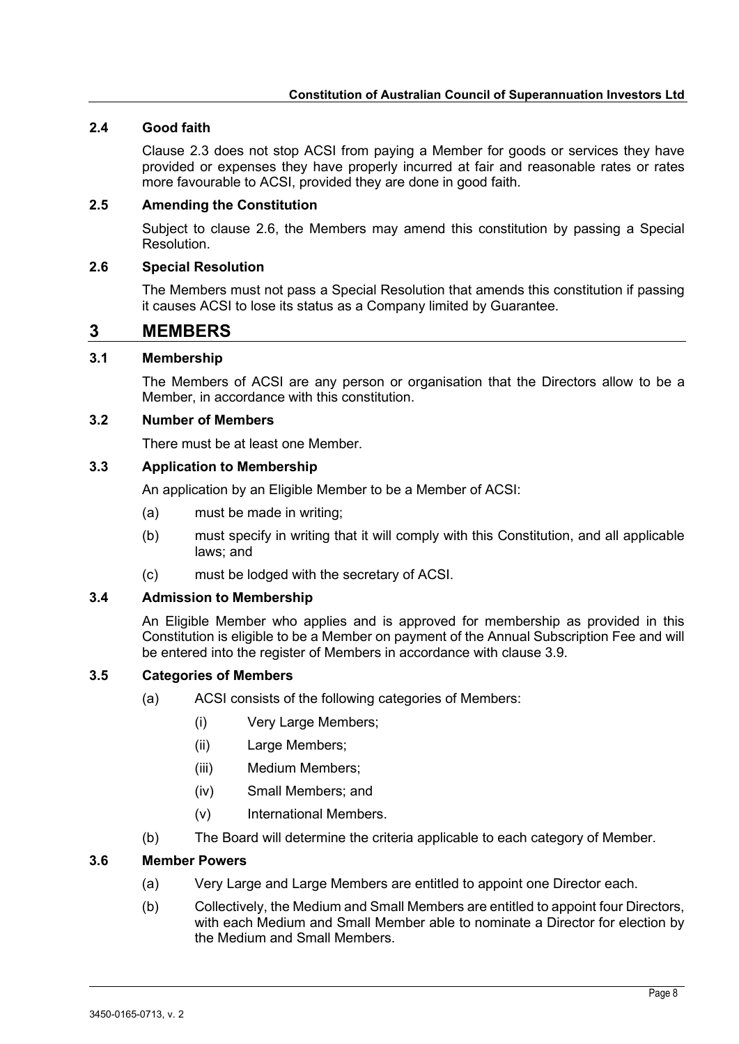### 2.4 Good faith

Clause 2.3 does not stop ACSI from paying a Member for goods or services they have provided or expenses they have properly incurred at fair and reasonable rates or rates more favourable to ACSI, provided they are done in good faith.

### 2.5 Amending the Constitution

Subject to clause 2.6, the Members may amend this constitution by passing a Special Resolution.

### 2.6 Special Resolution

The Members must not pass a Special Resolution that amends this constitution if passing it causes ACSI to lose its status as a Company limited by Guarantee.

## 3 MEMBERS

### 3.1 Membership

The Members of ACSI are any person or organisation that the Directors allow to be a Member, in accordance with this constitution.

### 3.2 Number of Members

There must be at least one Member.

### 3.3 Application to Membership

An application by an Eligible Member to be a Member of ACSI:

(a) must be made in writing;

(b) must specify in writing that it will comply with this Constitution, and all applicable laws; and

(c) must be lodged with the secretary of ACSI.

### 3.4 Admission to Membership

An Eligible Member who applies and is approved for membership as provided in this Constitution is eligible to be a Member on payment of the Annual Subscription Fee and will be entered into the register of Members in accordance with clause 3.9.

### 3.5 Categories of Members

(a) ACSI consists of the following categories of Members:

(i) Very Large Members;

(ii) Large Members;

(iii) Medium Members;

(iv) Small Members; and

(v) International Members.

(b) The Board will determine the criteria applicable to each category of Member.

### 3.6 Member Powers

(a) Very Large and Large Members are entitled to appoint one Director each.

(b) Collectively, the Medium and Small Members are entitled to appoint four Directors, with each Medium and Small Member able to nominate a Director for election by the Medium and Small Members.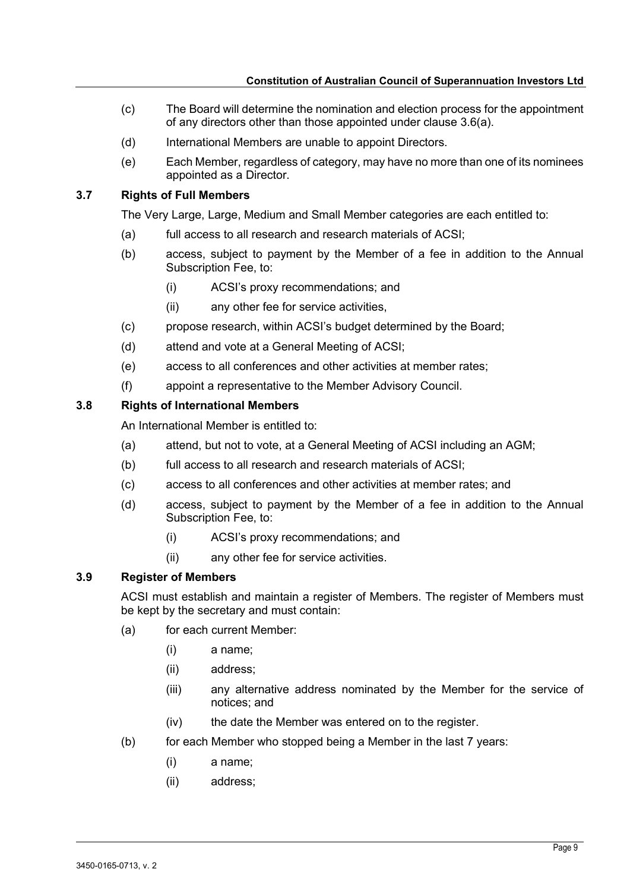(c) The Board will determine the nomination and election process for the appointment of any directors other than those appointed under clause 3.6(a).

(d) International Members are unable to appoint Directors.

(e) Each Member, regardless of category, may have no more than one of its nominees appointed as a Director.

### 3.7 Rights of Full Members

The Very Large, Large, Medium and Small Member categories are each entitled to:

(a) full access to all research and research materials of ACSI;

(b) access, subject to payment by the Member of a fee in addition to the Annual Subscription Fee, to:

  (i) ACSI's proxy recommendations; and

  (ii) any other fee for service activities,

(c) propose research, within ACSI's budget determined by the Board;

(d) attend and vote at a General Meeting of ACSI;

(e) access to all conferences and other activities at member rates;

(f) appoint a representative to the Member Advisory Council.

### 3.8 Rights of International Members

An International Member is entitled to:

(a) attend, but not to vote, at a General Meeting of ACSI including an AGM;

(b) full access to all research and research materials of ACSI;

(c) access to all conferences and other activities at member rates; and

(d) access, subject to payment by the Member of a fee in addition to the Annual Subscription Fee, to:

  (i) ACSI's proxy recommendations; and

  (ii) any other fee for service activities.

### 3.9 Register of Members

ACSI must establish and maintain a register of Members. The register of Members must be kept by the secretary and must contain:

(a) for each current Member:

  (i) a name;

  (ii) address;

  (iii) any alternative address nominated by the Member for the service of notices; and

  (iv) the date the Member was entered on to the register.

(b) for each Member who stopped being a Member in the last 7 years:

  (i) a name;

  (ii) address;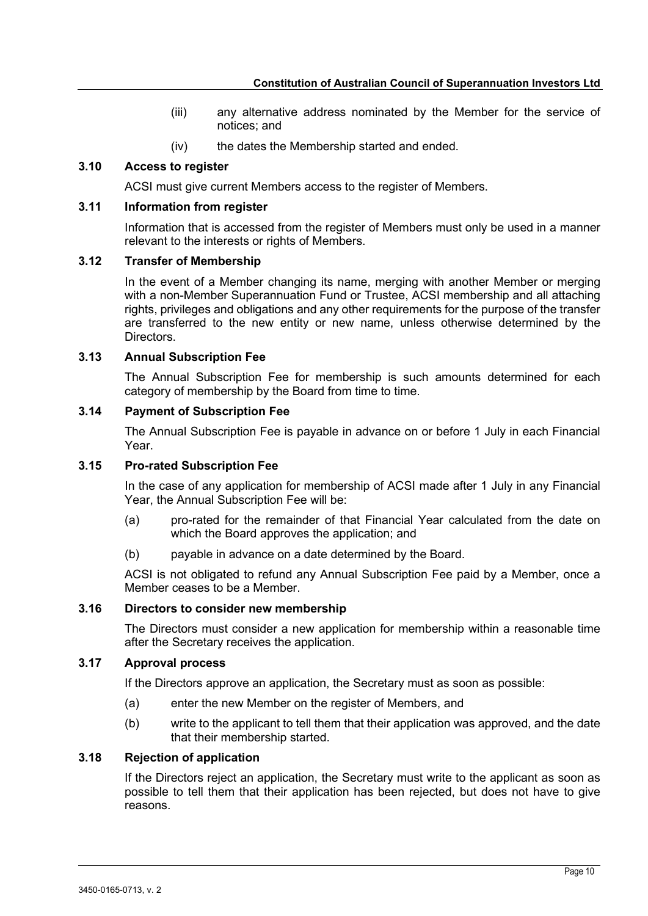(iii) any alternative address nominated by the Member for the service of notices; and

(iv) the dates the Membership started and ended.

### 3.10 Access to register

ACSI must give current Members access to the register of Members.

### 3.11 Information from register

Information that is accessed from the register of Members must only be used in a manner relevant to the interests or rights of Members.

### 3.12 Transfer of Membership

In the event of a Member changing its name, merging with another Member or merging with a non-Member Superannuation Fund or Trustee, ACSI membership and all attaching rights, privileges and obligations and any other requirements for the purpose of the transfer are transferred to the new entity or new name, unless otherwise determined by the Directors.

### 3.13 Annual Subscription Fee

The Annual Subscription Fee for membership is such amounts determined for each category of membership by the Board from time to time.

### 3.14 Payment of Subscription Fee

The Annual Subscription Fee is payable in advance on or before 1 July in each Financial Year.

### 3.15 Pro-rated Subscription Fee

In the case of any application for membership of ACSI made after 1 July in any Financial Year, the Annual Subscription Fee will be:

(a) pro-rated for the remainder of that Financial Year calculated from the date on which the Board approves the application; and

(b) payable in advance on a date determined by the Board.

ACSI is not obligated to refund any Annual Subscription Fee paid by a Member, once a Member ceases to be a Member.

### 3.16 Directors to consider new membership

The Directors must consider a new application for membership within a reasonable time after the Secretary receives the application.

### 3.17 Approval process

If the Directors approve an application, the Secretary must as soon as possible:

(a) enter the new Member on the register of Members, and

(b) write to the applicant to tell them that their application was approved, and the date that their membership started.

### 3.18 Rejection of application

If the Directors reject an application, the Secretary must write to the applicant as soon as possible to tell them that their application has been rejected, but does not have to give reasons.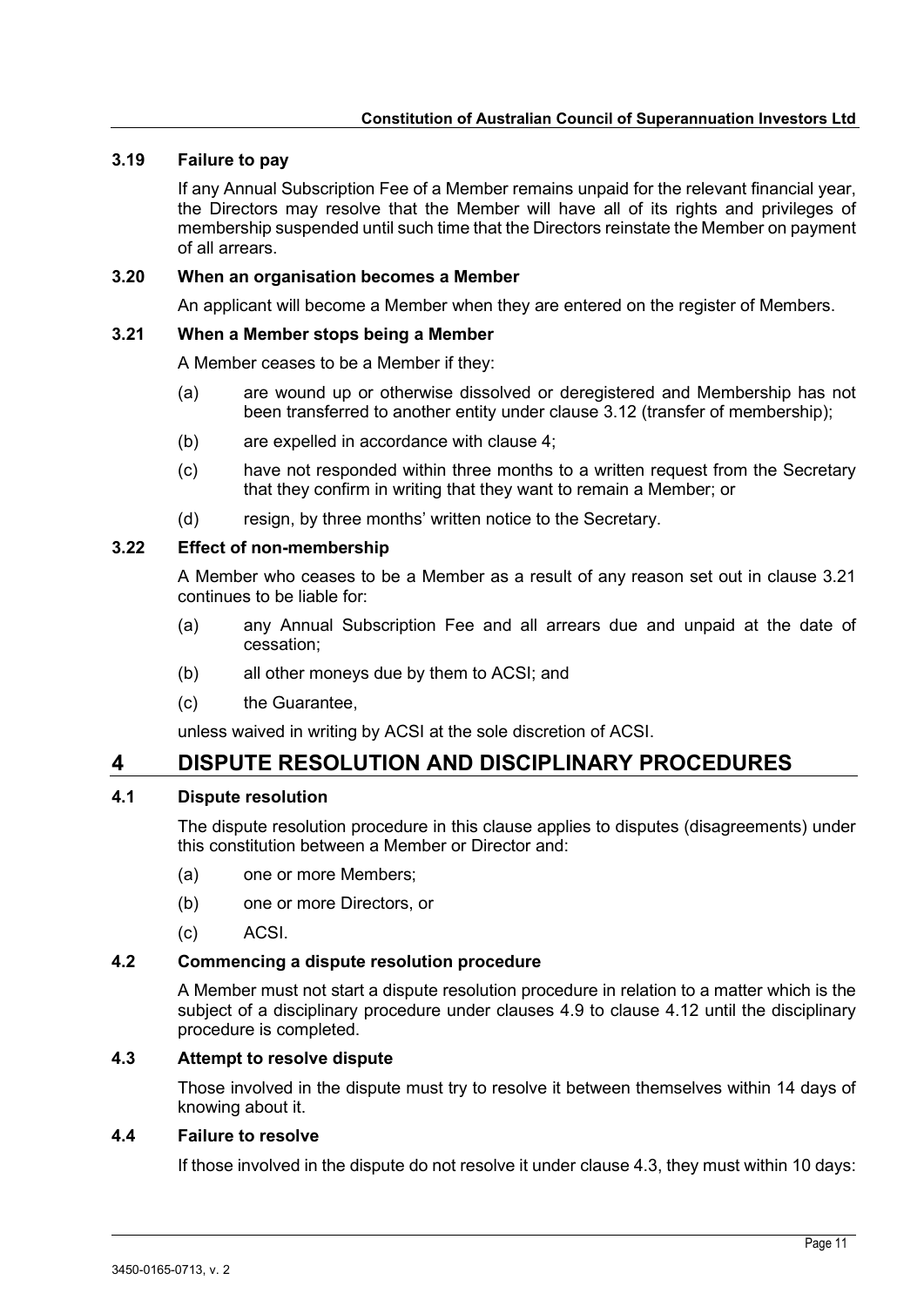### 3.19 Failure to pay

If any Annual Subscription Fee of a Member remains unpaid for the relevant financial year, the Directors may resolve that the Member will have all of its rights and privileges of membership suspended until such time that the Directors reinstate the Member on payment of all arrears.

### 3.20 When an organisation becomes a Member

An applicant will become a Member when they are entered on the register of Members.

### 3.21 When a Member stops being a Member

A Member ceases to be a Member if they:

(a) are wound up or otherwise dissolved or deregistered and Membership has not been transferred to another entity under clause 3.12 (transfer of membership);

(b) are expelled in accordance with clause 4;

(c) have not responded within three months to a written request from the Secretary that they confirm in writing that they want to remain a Member; or

(d) resign, by three months' written notice to the Secretary.

### 3.22 Effect of non-membership

A Member who ceases to be a Member as a result of any reason set out in clause 3.21 continues to be liable for:

(a) any Annual Subscription Fee and all arrears due and unpaid at the date of cessation;

(b) all other moneys due by them to ACSI; and

(c) the Guarantee,

unless waived in writing by ACSI at the sole discretion of ACSI.

## 4 DISPUTE RESOLUTION AND DISCIPLINARY PROCEDURES

### 4.1 Dispute resolution

The dispute resolution procedure in this clause applies to disputes (disagreements) under this constitution between a Member or Director and:

(a) one or more Members;

(b) one or more Directors, or

(c) ACSI.

### 4.2 Commencing a dispute resolution procedure

A Member must not start a dispute resolution procedure in relation to a matter which is the subject of a disciplinary procedure under clauses 4.9 to clause 4.12 until the disciplinary procedure is completed.

### 4.3 Attempt to resolve dispute

Those involved in the dispute must try to resolve it between themselves within 14 days of knowing about it.

### 4.4 Failure to resolve

If those involved in the dispute do not resolve it under clause 4.3, they must within 10 days: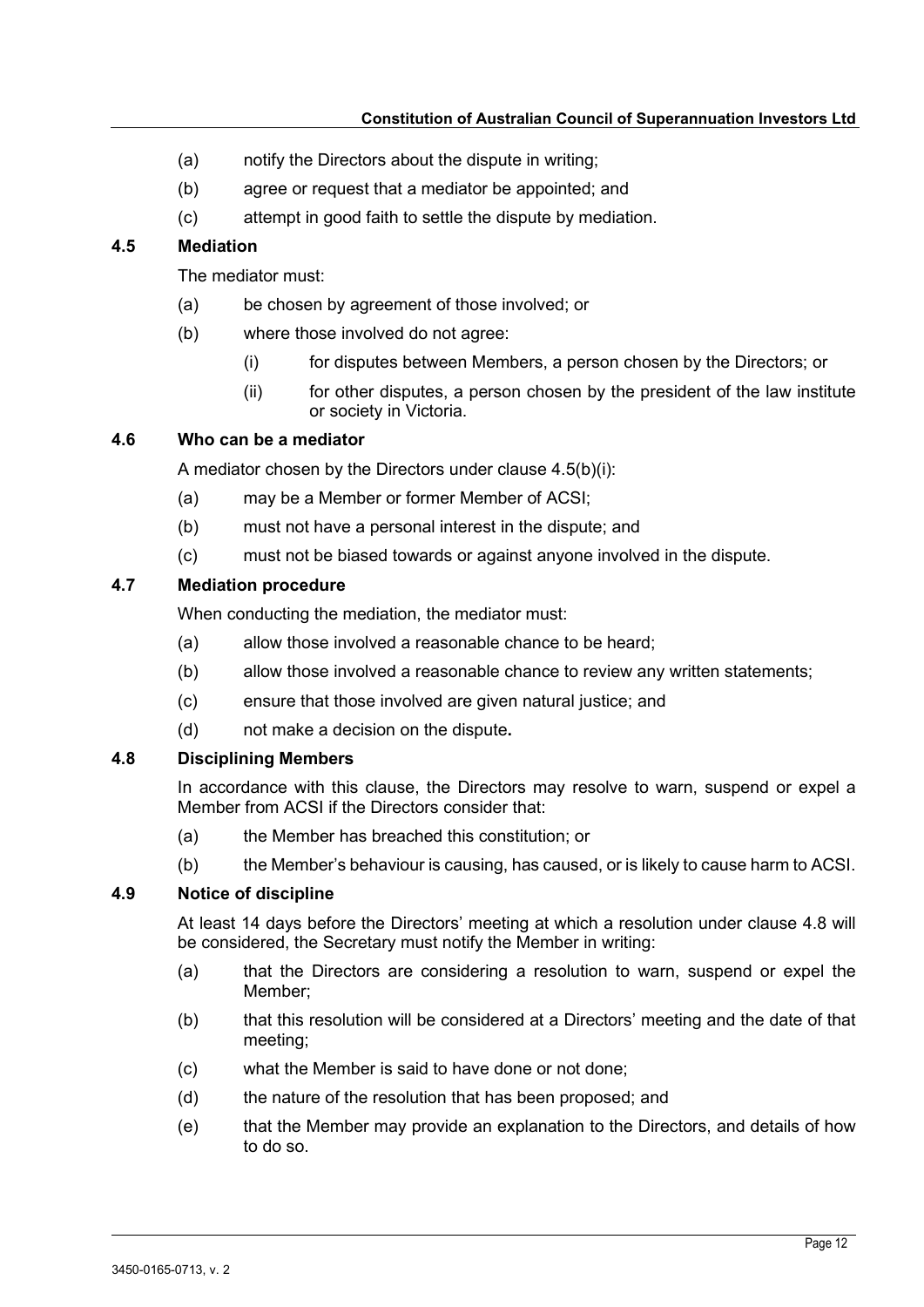(a) notify the Directors about the dispute in writing;

(b) agree or request that a mediator be appointed; and

(c) attempt in good faith to settle the dispute by mediation.

### 4.5 Mediation

The mediator must:

(a) be chosen by agreement of those involved; or

(b) where those involved do not agree:

  (i) for disputes between Members, a person chosen by the Directors; or

  (ii) for other disputes, a person chosen by the president of the law institute or society in Victoria.

### 4.6 Who can be a mediator

A mediator chosen by the Directors under clause 4.5(b)(i):

(a) may be a Member or former Member of ACSI;

(b) must not have a personal interest in the dispute; and

(c) must not be biased towards or against anyone involved in the dispute.

### 4.7 Mediation procedure

When conducting the mediation, the mediator must:

(a) allow those involved a reasonable chance to be heard;

(b) allow those involved a reasonable chance to review any written statements;

(c) ensure that those involved are given natural justice; and

(d) not make a decision on the dispute**.**

### 4.8 Disciplining Members

In accordance with this clause, the Directors may resolve to warn, suspend or expel a Member from ACSI if the Directors consider that:

(a) the Member has breached this constitution; or

(b) the Member's behaviour is causing, has caused, or is likely to cause harm to ACSI.

### 4.9 Notice of discipline

At least 14 days before the Directors' meeting at which a resolution under clause 4.8 will be considered, the Secretary must notify the Member in writing:

(a) that the Directors are considering a resolution to warn, suspend or expel the Member;

(b) that this resolution will be considered at a Directors' meeting and the date of that meeting;

(c) what the Member is said to have done or not done;

(d) the nature of the resolution that has been proposed; and

(e) that the Member may provide an explanation to the Directors, and details of how to do so.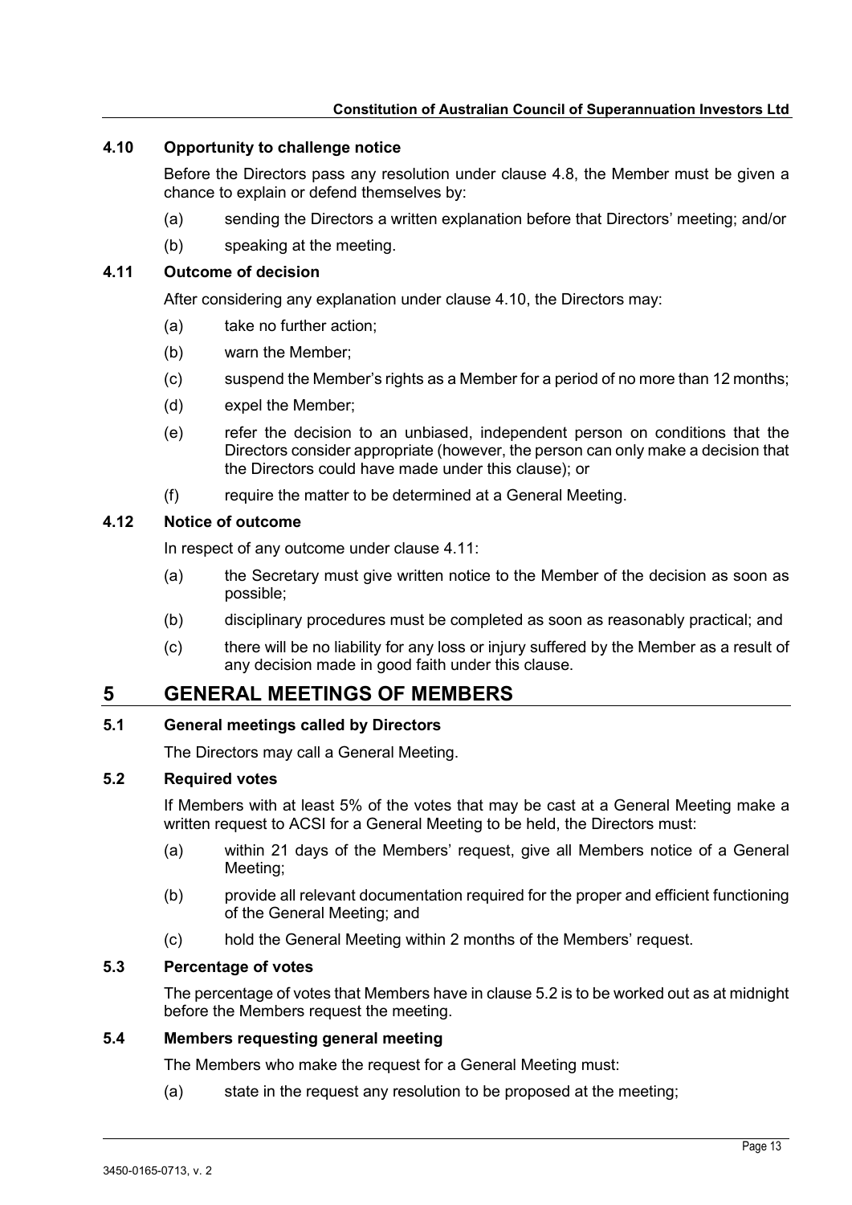### 4.10 Opportunity to challenge notice

Before the Directors pass any resolution under clause 4.8, the Member must be given a chance to explain or defend themselves by:

(a) sending the Directors a written explanation before that Directors' meeting; and/or

(b) speaking at the meeting.

### 4.11 Outcome of decision

After considering any explanation under clause 4.10, the Directors may:

(a) take no further action;

(b) warn the Member;

(c) suspend the Member's rights as a Member for a period of no more than 12 months;

(d) expel the Member;

(e) refer the decision to an unbiased, independent person on conditions that the Directors consider appropriate (however, the person can only make a decision that the Directors could have made under this clause); or

(f) require the matter to be determined at a General Meeting.

### 4.12 Notice of outcome

In respect of any outcome under clause 4.11:

(a) the Secretary must give written notice to the Member of the decision as soon as possible;

(b) disciplinary procedures must be completed as soon as reasonably practical; and

(c) there will be no liability for any loss or injury suffered by the Member as a result of any decision made in good faith under this clause.

## 5 GENERAL MEETINGS OF MEMBERS

### 5.1 General meetings called by Directors

The Directors may call a General Meeting.

### 5.2 Required votes

If Members with at least 5% of the votes that may be cast at a General Meeting make a written request to ACSI for a General Meeting to be held, the Directors must:

(a) within 21 days of the Members' request, give all Members notice of a General Meeting;

(b) provide all relevant documentation required for the proper and efficient functioning of the General Meeting; and

(c) hold the General Meeting within 2 months of the Members' request.

### 5.3 Percentage of votes

The percentage of votes that Members have in clause 5.2 is to be worked out as at midnight before the Members request the meeting.

### 5.4 Members requesting general meeting

The Members who make the request for a General Meeting must:

(a) state in the request any resolution to be proposed at the meeting;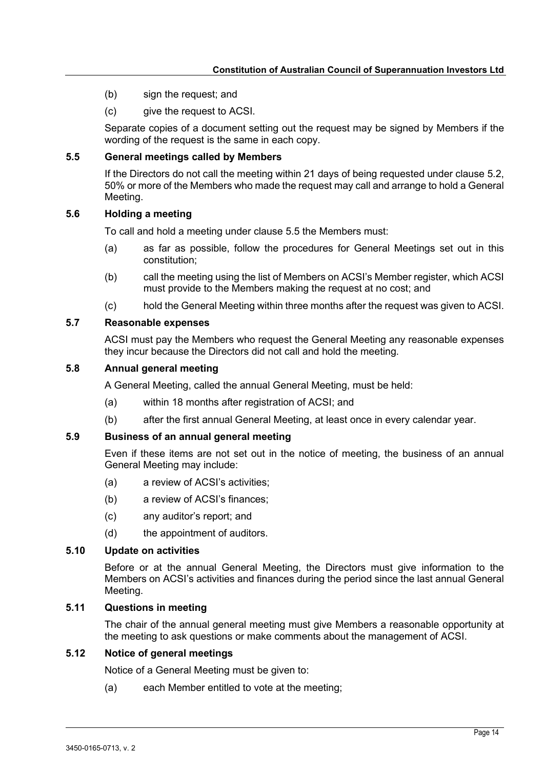(b) sign the request; and

(c) give the request to ACSI.

Separate copies of a document setting out the request may be signed by Members if the wording of the request is the same in each copy.

### 5.5 General meetings called by Members

If the Directors do not call the meeting within 21 days of being requested under clause 5.2, 50% or more of the Members who made the request may call and arrange to hold a General Meeting.

### 5.6 Holding a meeting

To call and hold a meeting under clause 5.5 the Members must:

(a) as far as possible, follow the procedures for General Meetings set out in this constitution;

(b) call the meeting using the list of Members on ACSI's Member register, which ACSI must provide to the Members making the request at no cost; and

(c) hold the General Meeting within three months after the request was given to ACSI.

### 5.7 Reasonable expenses

ACSI must pay the Members who request the General Meeting any reasonable expenses they incur because the Directors did not call and hold the meeting.

### 5.8 Annual general meeting

A General Meeting, called the annual General Meeting, must be held:

(a) within 18 months after registration of ACSI; and

(b) after the first annual General Meeting, at least once in every calendar year.

### 5.9 Business of an annual general meeting

Even if these items are not set out in the notice of meeting, the business of an annual General Meeting may include:

(a) a review of ACSI's activities;

(b) a review of ACSI's finances;

(c) any auditor's report; and

(d) the appointment of auditors.

### 5.10 Update on activities

Before or at the annual General Meeting, the Directors must give information to the Members on ACSI's activities and finances during the period since the last annual General Meeting.

### 5.11 Questions in meeting

The chair of the annual general meeting must give Members a reasonable opportunity at the meeting to ask questions or make comments about the management of ACSI.

### 5.12 Notice of general meetings

Notice of a General Meeting must be given to:

(a) each Member entitled to vote at the meeting;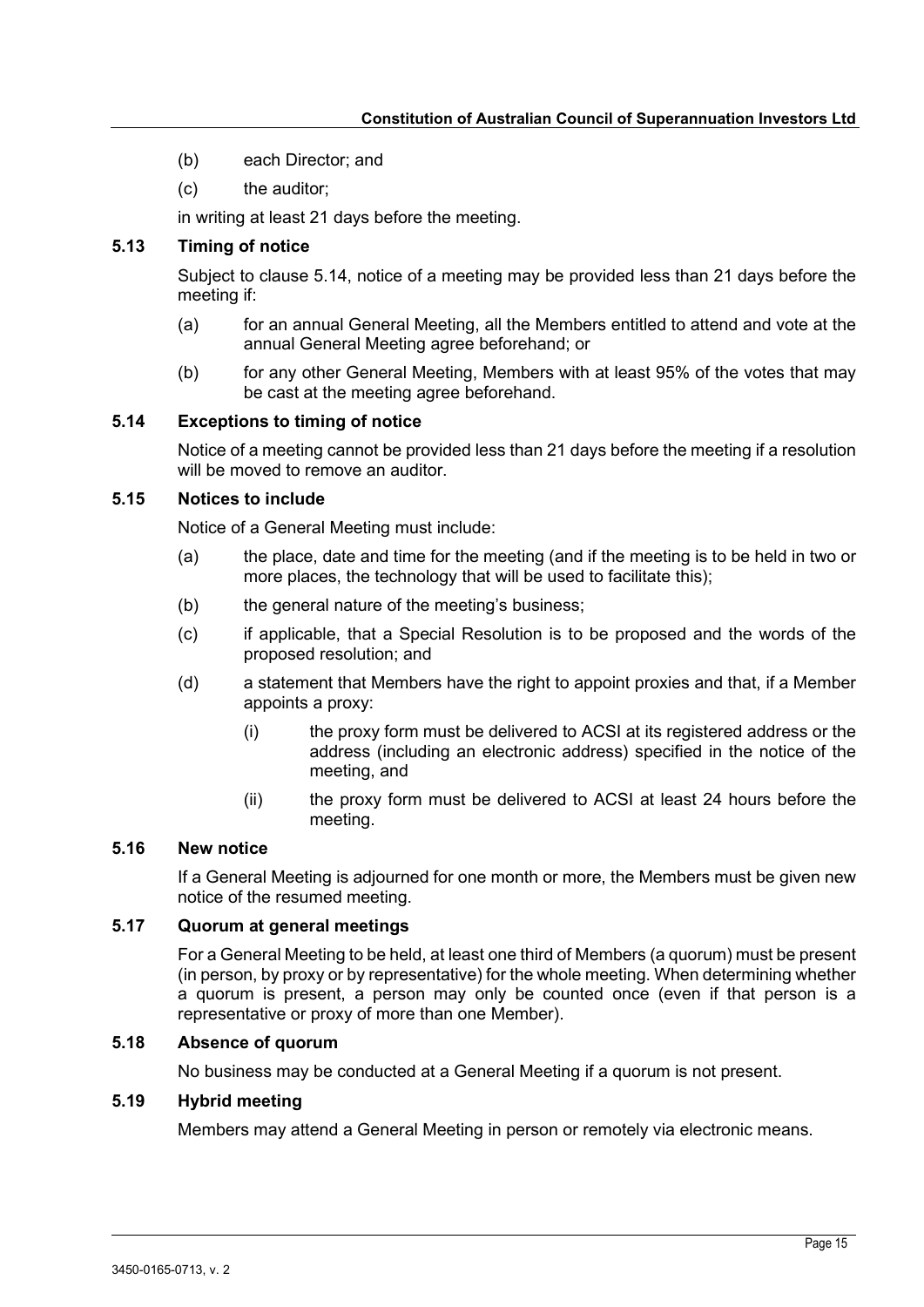(b) each Director; and

(c) the auditor;

in writing at least 21 days before the meeting.

### 5.13 Timing of notice

Subject to clause 5.14, notice of a meeting may be provided less than 21 days before the meeting if:

(a) for an annual General Meeting, all the Members entitled to attend and vote at the annual General Meeting agree beforehand; or

(b) for any other General Meeting, Members with at least 95% of the votes that may be cast at the meeting agree beforehand.

### 5.14 Exceptions to timing of notice

Notice of a meeting cannot be provided less than 21 days before the meeting if a resolution will be moved to remove an auditor.

### 5.15 Notices to include

Notice of a General Meeting must include:

(a) the place, date and time for the meeting (and if the meeting is to be held in two or more places, the technology that will be used to facilitate this);

(b) the general nature of the meeting's business;

(c) if applicable, that a Special Resolution is to be proposed and the words of the proposed resolution; and

(d) a statement that Members have the right to appoint proxies and that, if a Member appoints a proxy:

  (i) the proxy form must be delivered to ACSI at its registered address or the address (including an electronic address) specified in the notice of the meeting, and

  (ii) the proxy form must be delivered to ACSI at least 24 hours before the meeting.

### 5.16 New notice

If a General Meeting is adjourned for one month or more, the Members must be given new notice of the resumed meeting.

### 5.17 Quorum at general meetings

For a General Meeting to be held, at least one third of Members (a quorum) must be present (in person, by proxy or by representative) for the whole meeting. When determining whether a quorum is present, a person may only be counted once (even if that person is a representative or proxy of more than one Member).

### 5.18 Absence of quorum

No business may be conducted at a General Meeting if a quorum is not present.

### 5.19 Hybrid meeting

Members may attend a General Meeting in person or remotely via electronic means.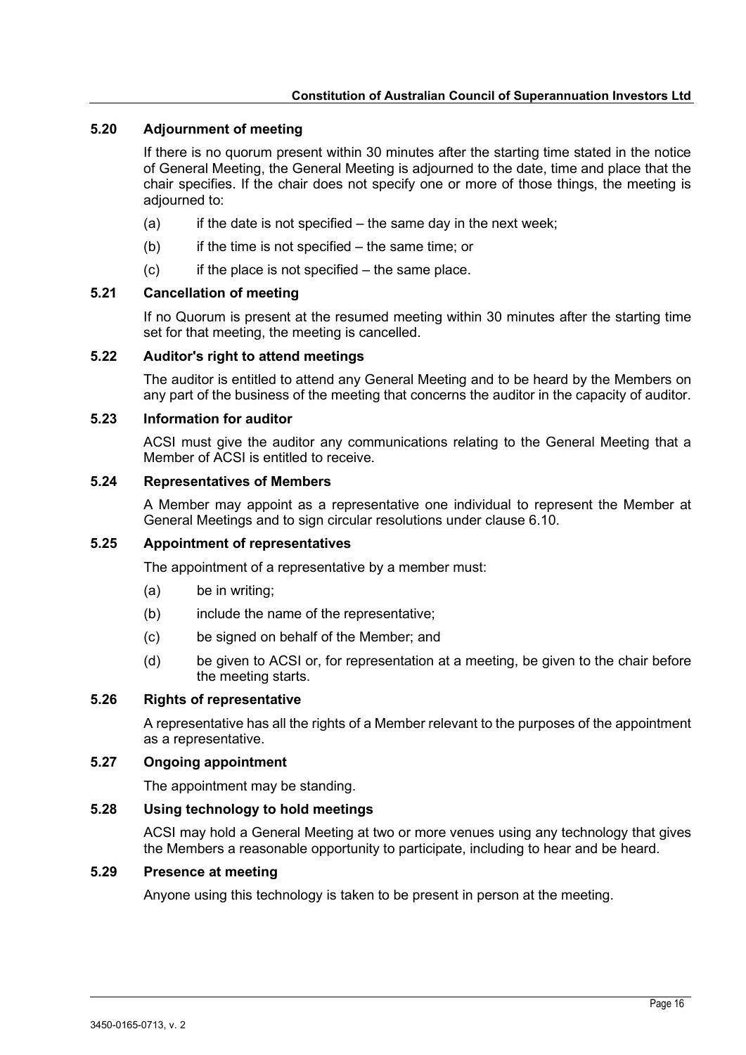### 5.20 Adjournment of meeting

If there is no quorum present within 30 minutes after the starting time stated in the notice of General Meeting, the General Meeting is adjourned to the date, time and place that the chair specifies. If the chair does not specify one or more of those things, the meeting is adjourned to:

(a) if the date is not specified – the same day in the next week;

(b) if the time is not specified – the same time; or

(c) if the place is not specified – the same place.

### 5.21 Cancellation of meeting

If no Quorum is present at the resumed meeting within 30 minutes after the starting time set for that meeting, the meeting is cancelled.

### 5.22 Auditor's right to attend meetings

The auditor is entitled to attend any General Meeting and to be heard by the Members on any part of the business of the meeting that concerns the auditor in the capacity of auditor.

### 5.23 Information for auditor

ACSI must give the auditor any communications relating to the General Meeting that a Member of ACSI is entitled to receive.

### 5.24 Representatives of Members

A Member may appoint as a representative one individual to represent the Member at General Meetings and to sign circular resolutions under clause 6.10.

### 5.25 Appointment of representatives

The appointment of a representative by a member must:

(a) be in writing;

(b) include the name of the representative;

(c) be signed on behalf of the Member; and

(d) be given to ACSI or, for representation at a meeting, be given to the chair before the meeting starts.

### 5.26 Rights of representative

A representative has all the rights of a Member relevant to the purposes of the appointment as a representative.

### 5.27 Ongoing appointment

The appointment may be standing.

### 5.28 Using technology to hold meetings

ACSI may hold a General Meeting at two or more venues using any technology that gives the Members a reasonable opportunity to participate, including to hear and be heard.

### 5.29 Presence at meeting

Anyone using this technology is taken to be present in person at the meeting.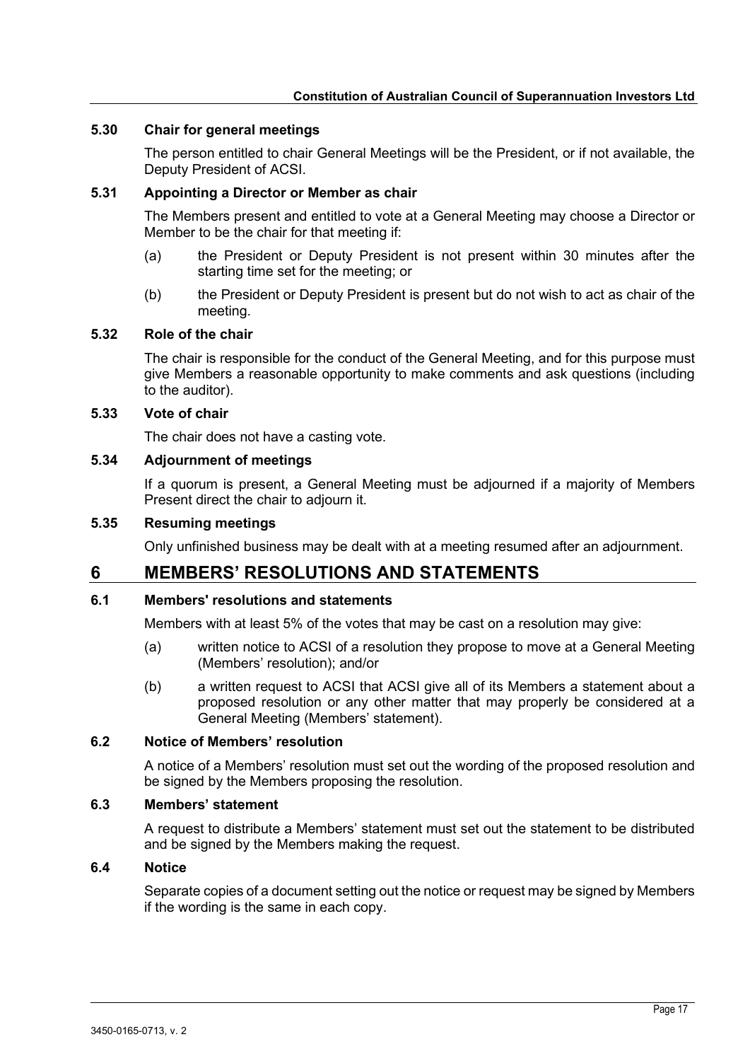### 5.30 Chair for general meetings

The person entitled to chair General Meetings will be the President, or if not available, the Deputy President of ACSI.

### 5.31 Appointing a Director or Member as chair

The Members present and entitled to vote at a General Meeting may choose a Director or Member to be the chair for that meeting if:

(a) the President or Deputy President is not present within 30 minutes after the starting time set for the meeting; or

(b) the President or Deputy President is present but do not wish to act as chair of the meeting.

### 5.32 Role of the chair

The chair is responsible for the conduct of the General Meeting, and for this purpose must give Members a reasonable opportunity to make comments and ask questions (including to the auditor).

### 5.33 Vote of chair

The chair does not have a casting vote.

### 5.34 Adjournment of meetings

If a quorum is present, a General Meeting must be adjourned if a majority of Members Present direct the chair to adjourn it.

### 5.35 Resuming meetings

Only unfinished business may be dealt with at a meeting resumed after an adjournment.

## 6 MEMBERS' RESOLUTIONS AND STATEMENTS

### 6.1 Members' resolutions and statements

Members with at least 5% of the votes that may be cast on a resolution may give:

(a) written notice to ACSI of a resolution they propose to move at a General Meeting (Members' resolution); and/or

(b) a written request to ACSI that ACSI give all of its Members a statement about a proposed resolution or any other matter that may properly be considered at a General Meeting (Members' statement).

### 6.2 Notice of Members' resolution

A notice of a Members' resolution must set out the wording of the proposed resolution and be signed by the Members proposing the resolution.

### 6.3 Members' statement

A request to distribute a Members' statement must set out the statement to be distributed and be signed by the Members making the request.

### 6.4 Notice

Separate copies of a document setting out the notice or request may be signed by Members if the wording is the same in each copy.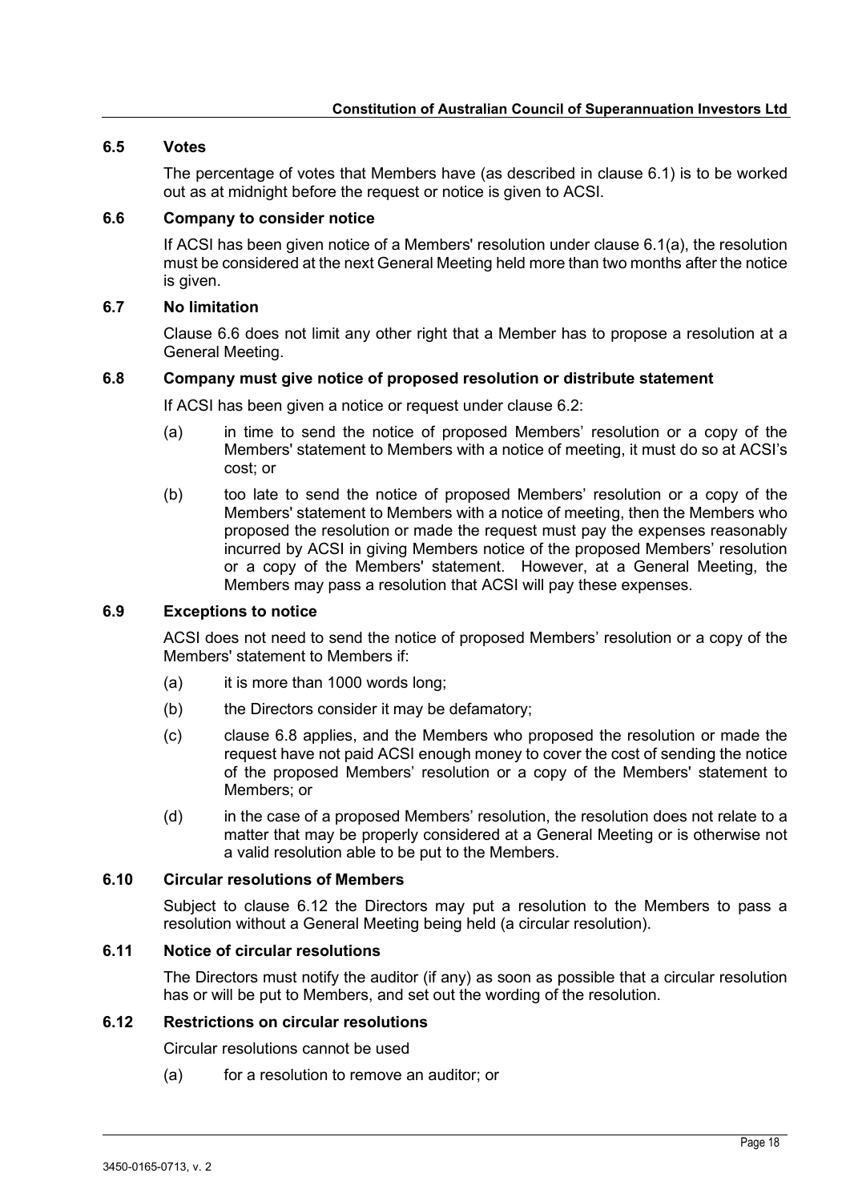### 6.5 Votes

The percentage of votes that Members have (as described in clause 6.1) is to be worked out as at midnight before the request or notice is given to ACSI.

### 6.6 Company to consider notice

If ACSI has been given notice of a Members' resolution under clause 6.1(a), the resolution must be considered at the next General Meeting held more than two months after the notice is given.

### 6.7 No limitation

Clause 6.6 does not limit any other right that a Member has to propose a resolution at a General Meeting.

### 6.8 Company must give notice of proposed resolution or distribute statement

If ACSI has been given a notice or request under clause 6.2:

(a) in time to send the notice of proposed Members' resolution or a copy of the Members' statement to Members with a notice of meeting, it must do so at ACSI's cost; or

(b) too late to send the notice of proposed Members' resolution or a copy of the Members' statement to Members with a notice of meeting, then the Members who proposed the resolution or made the request must pay the expenses reasonably incurred by ACSI in giving Members notice of the proposed Members' resolution or a copy of the Members' statement. However, at a General Meeting, the Members may pass a resolution that ACSI will pay these expenses.

### 6.9 Exceptions to notice

ACSI does not need to send the notice of proposed Members' resolution or a copy of the Members' statement to Members if:

(a) it is more than 1000 words long;

(b) the Directors consider it may be defamatory;

(c) clause 6.8 applies, and the Members who proposed the resolution or made the request have not paid ACSI enough money to cover the cost of sending the notice of the proposed Members' resolution or a copy of the Members' statement to Members; or

(d) in the case of a proposed Members' resolution, the resolution does not relate to a matter that may be properly considered at a General Meeting or is otherwise not a valid resolution able to be put to the Members.

### 6.10 Circular resolutions of Members

Subject to clause 6.12 the Directors may put a resolution to the Members to pass a resolution without a General Meeting being held (a circular resolution).

### 6.11 Notice of circular resolutions

The Directors must notify the auditor (if any) as soon as possible that a circular resolution has or will be put to Members, and set out the wording of the resolution.

### 6.12 Restrictions on circular resolutions

Circular resolutions cannot be used

(a) for a resolution to remove an auditor; or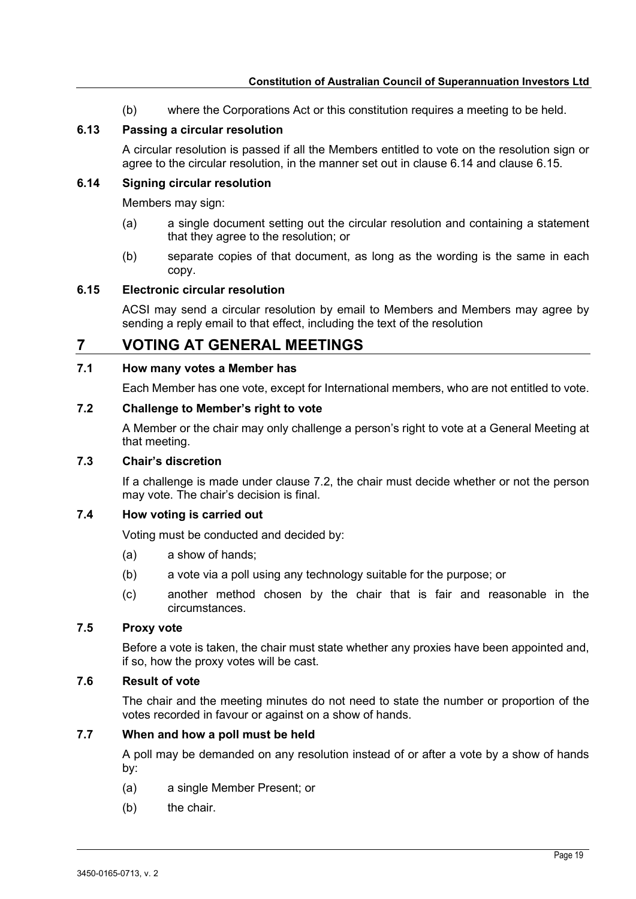(b) where the Corporations Act or this constitution requires a meeting to be held.

### 6.13 Passing a circular resolution

A circular resolution is passed if all the Members entitled to vote on the resolution sign or agree to the circular resolution, in the manner set out in clause 6.14 and clause 6.15.

### 6.14 Signing circular resolution

Members may sign:

(a) a single document setting out the circular resolution and containing a statement that they agree to the resolution; or

(b) separate copies of that document, as long as the wording is the same in each copy.

### 6.15 Electronic circular resolution

ACSI may send a circular resolution by email to Members and Members may agree by sending a reply email to that effect, including the text of the resolution

## 7 VOTING AT GENERAL MEETINGS

### 7.1 How many votes a Member has

Each Member has one vote, except for International members, who are not entitled to vote.

### 7.2 Challenge to Member's right to vote

A Member or the chair may only challenge a person's right to vote at a General Meeting at that meeting.

### 7.3 Chair's discretion

If a challenge is made under clause 7.2, the chair must decide whether or not the person may vote. The chair's decision is final.

### 7.4 How voting is carried out

Voting must be conducted and decided by:

(a) a show of hands;

(b) a vote via a poll using any technology suitable for the purpose; or

(c) another method chosen by the chair that is fair and reasonable in the circumstances.

### 7.5 Proxy vote

Before a vote is taken, the chair must state whether any proxies have been appointed and, if so, how the proxy votes will be cast.

### 7.6 Result of vote

The chair and the meeting minutes do not need to state the number or proportion of the votes recorded in favour or against on a show of hands.

### 7.7 When and how a poll must be held

A poll may be demanded on any resolution instead of or after a vote by a show of hands by:

(a) a single Member Present; or

(b) the chair.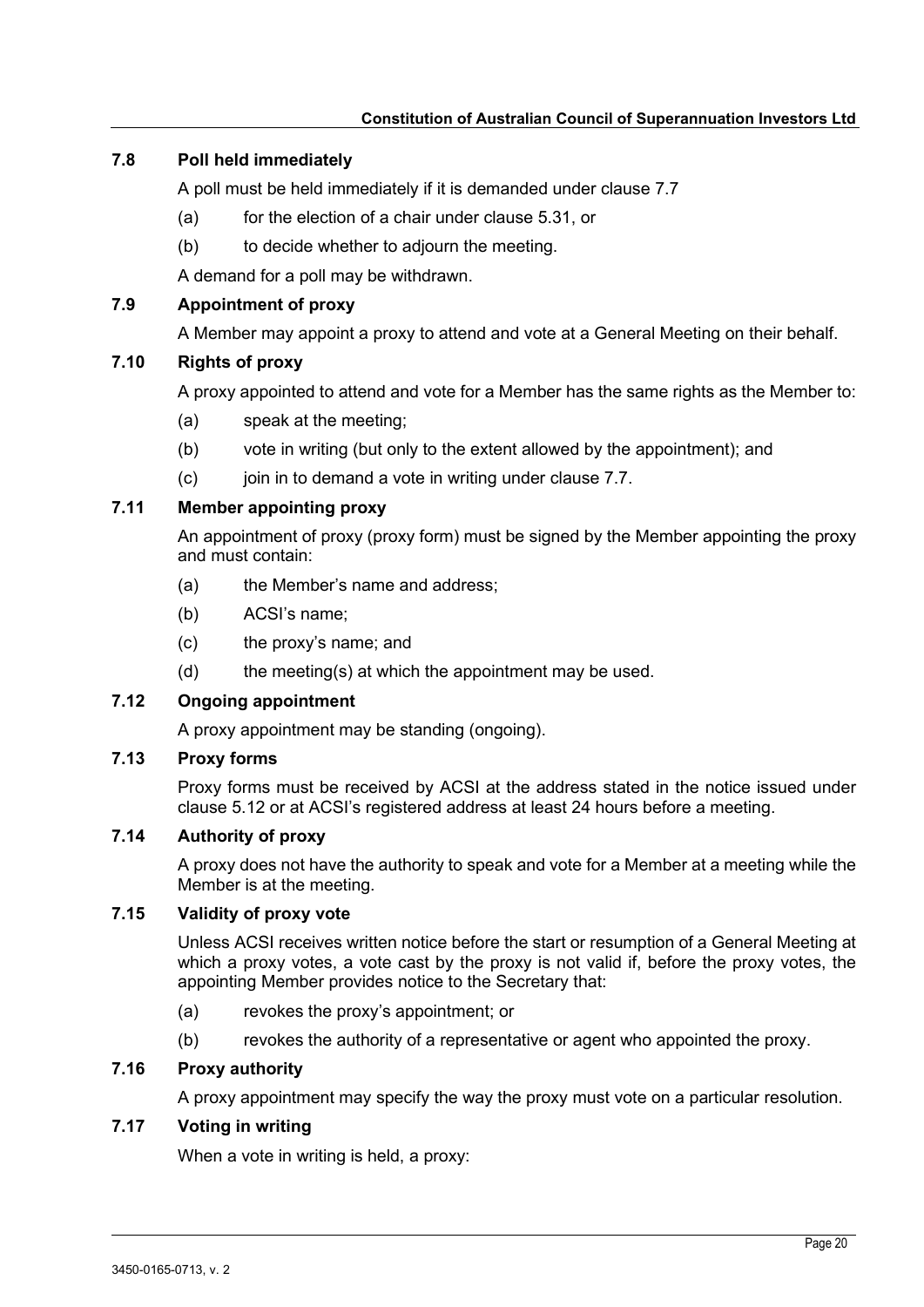### 7.8 Poll held immediately

A poll must be held immediately if it is demanded under clause 7.7

(a) for the election of a chair under clause 5.31, or

(b) to decide whether to adjourn the meeting.

A demand for a poll may be withdrawn.

### 7.9 Appointment of proxy

A Member may appoint a proxy to attend and vote at a General Meeting on their behalf.

### 7.10 Rights of proxy

A proxy appointed to attend and vote for a Member has the same rights as the Member to:

(a) speak at the meeting;

(b) vote in writing (but only to the extent allowed by the appointment); and

(c) join in to demand a vote in writing under clause 7.7.

### 7.11 Member appointing proxy

An appointment of proxy (proxy form) must be signed by the Member appointing the proxy and must contain:

(a) the Member's name and address;

(b) ACSI's name;

(c) the proxy's name; and

(d) the meeting(s) at which the appointment may be used.

### 7.12 Ongoing appointment

A proxy appointment may be standing (ongoing).

### 7.13 Proxy forms

Proxy forms must be received by ACSI at the address stated in the notice issued under clause 5.12 or at ACSI's registered address at least 24 hours before a meeting.

### 7.14 Authority of proxy

A proxy does not have the authority to speak and vote for a Member at a meeting while the Member is at the meeting.

### 7.15 Validity of proxy vote

Unless ACSI receives written notice before the start or resumption of a General Meeting at which a proxy votes, a vote cast by the proxy is not valid if, before the proxy votes, the appointing Member provides notice to the Secretary that:

(a) revokes the proxy's appointment; or

(b) revokes the authority of a representative or agent who appointed the proxy.

### 7.16 Proxy authority

A proxy appointment may specify the way the proxy must vote on a particular resolution.

### 7.17 Voting in writing

When a vote in writing is held, a proxy: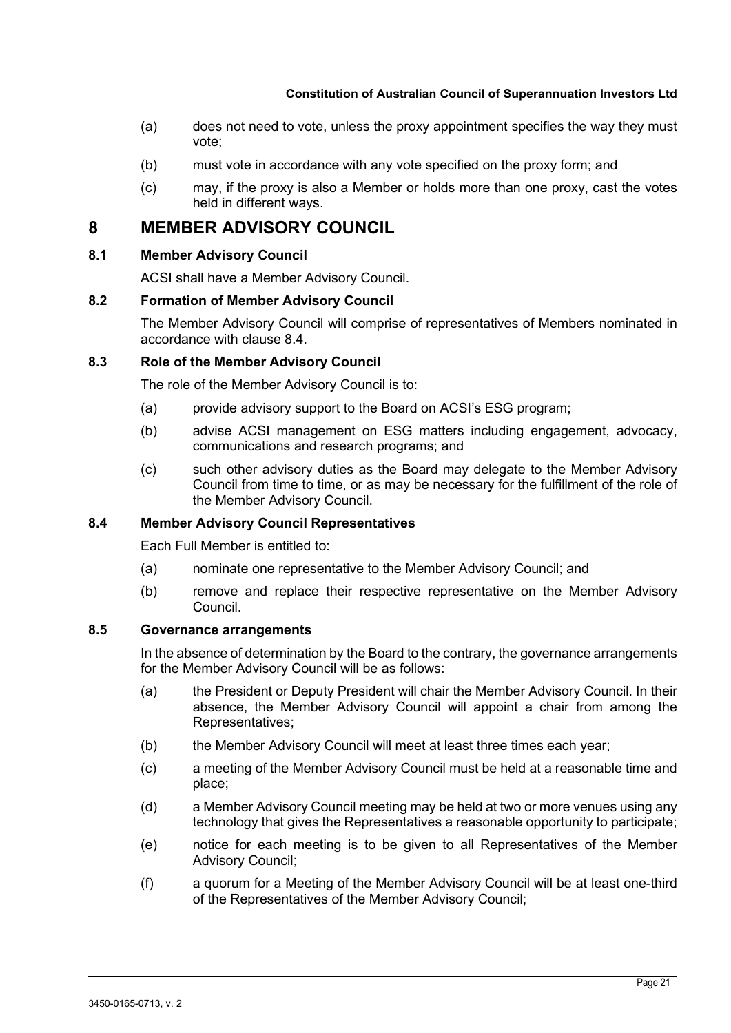(a) does not need to vote, unless the proxy appointment specifies the way they must vote;

(b) must vote in accordance with any vote specified on the proxy form; and

(c) may, if the proxy is also a Member or holds more than one proxy, cast the votes held in different ways.

# 8 MEMBER ADVISORY COUNCIL

### 8.1 Member Advisory Council

ACSI shall have a Member Advisory Council.

### 8.2 Formation of Member Advisory Council

The Member Advisory Council will comprise of representatives of Members nominated in accordance with clause 8.4.

### 8.3 Role of the Member Advisory Council

The role of the Member Advisory Council is to:

(a) provide advisory support to the Board on ACSI's ESG program;

(b) advise ACSI management on ESG matters including engagement, advocacy, communications and research programs; and

(c) such other advisory duties as the Board may delegate to the Member Advisory Council from time to time, or as may be necessary for the fulfillment of the role of the Member Advisory Council.

### 8.4 Member Advisory Council Representatives

Each Full Member is entitled to:

(a) nominate one representative to the Member Advisory Council; and

(b) remove and replace their respective representative on the Member Advisory Council.

### 8.5 Governance arrangements

In the absence of determination by the Board to the contrary, the governance arrangements for the Member Advisory Council will be as follows:

(a) the President or Deputy President will chair the Member Advisory Council. In their absence, the Member Advisory Council will appoint a chair from among the Representatives;

(b) the Member Advisory Council will meet at least three times each year;

(c) a meeting of the Member Advisory Council must be held at a reasonable time and place;

(d) a Member Advisory Council meeting may be held at two or more venues using any technology that gives the Representatives a reasonable opportunity to participate;

(e) notice for each meeting is to be given to all Representatives of the Member Advisory Council;

(f) a quorum for a Meeting of the Member Advisory Council will be at least one-third of the Representatives of the Member Advisory Council;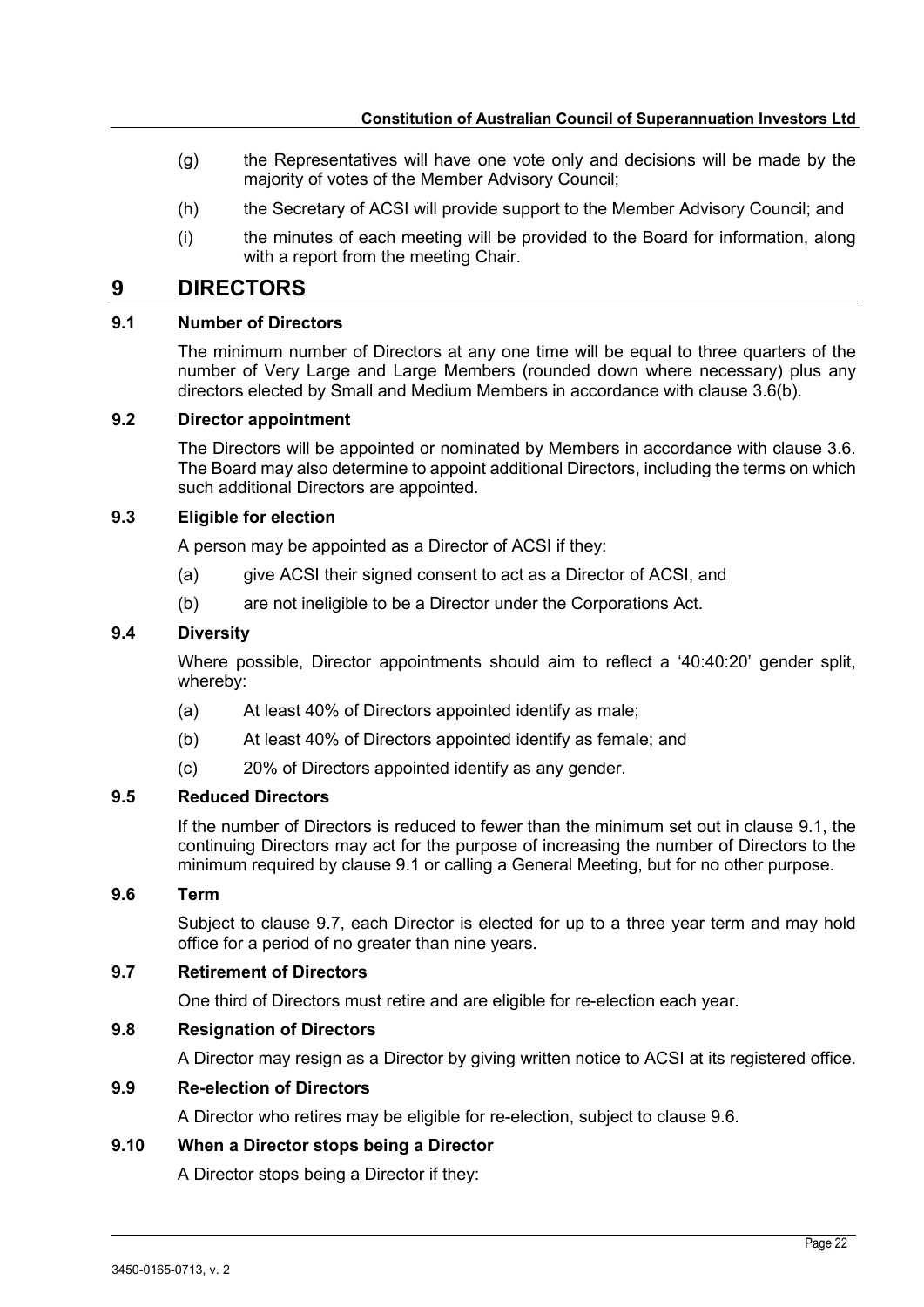(g) the Representatives will have one vote only and decisions will be made by the majority of votes of the Member Advisory Council;

(h) the Secretary of ACSI will provide support to the Member Advisory Council; and

(i) the minutes of each meeting will be provided to the Board for information, along with a report from the meeting Chair.

# 9 DIRECTORS

### 9.1 Number of Directors

The minimum number of Directors at any one time will be equal to three quarters of the number of Very Large and Large Members (rounded down where necessary) plus any directors elected by Small and Medium Members in accordance with clause 3.6(b).

### 9.2 Director appointment

The Directors will be appointed or nominated by Members in accordance with clause 3.6. The Board may also determine to appoint additional Directors, including the terms on which such additional Directors are appointed.

### 9.3 Eligible for election

A person may be appointed as a Director of ACSI if they:

(a) give ACSI their signed consent to act as a Director of ACSI, and

(b) are not ineligible to be a Director under the Corporations Act.

### 9.4 Diversity

Where possible, Director appointments should aim to reflect a '40:40:20' gender split, whereby:

(a) At least 40% of Directors appointed identify as male;

(b) At least 40% of Directors appointed identify as female; and

(c) 20% of Directors appointed identify as any gender.

### 9.5 Reduced Directors

If the number of Directors is reduced to fewer than the minimum set out in clause 9.1, the continuing Directors may act for the purpose of increasing the number of Directors to the minimum required by clause 9.1 or calling a General Meeting, but for no other purpose.

### 9.6 Term

Subject to clause 9.7, each Director is elected for up to a three year term and may hold office for a period of no greater than nine years.

### 9.7 Retirement of Directors

One third of Directors must retire and are eligible for re-election each year.

### 9.8 Resignation of Directors

A Director may resign as a Director by giving written notice to ACSI at its registered office.

### 9.9 Re-election of Directors

A Director who retires may be eligible for re-election, subject to clause 9.6.

### 9.10 When a Director stops being a Director

A Director stops being a Director if they: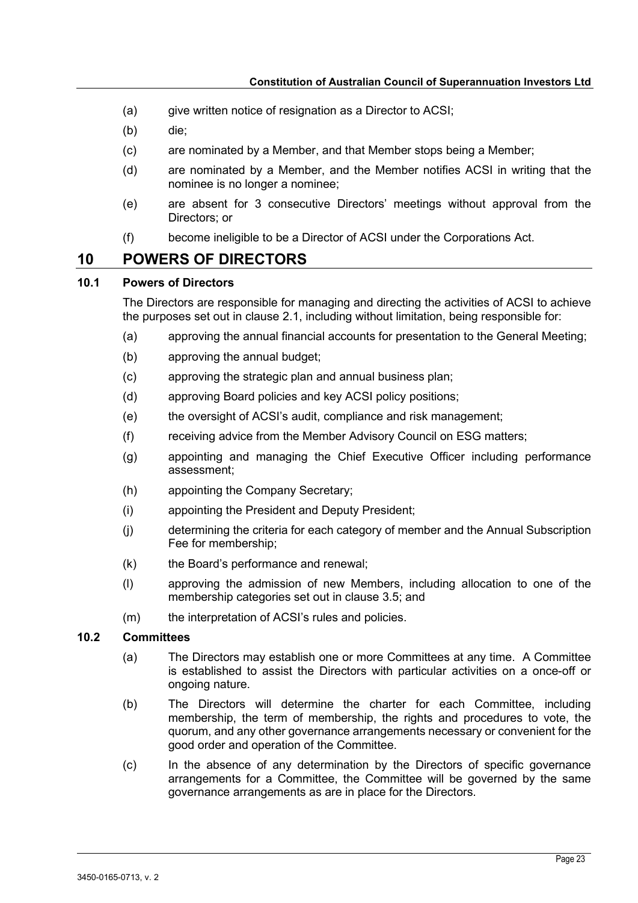(a) give written notice of resignation as a Director to ACSI;

(b) die;

(c) are nominated by a Member, and that Member stops being a Member;

(d) are nominated by a Member, and the Member notifies ACSI in writing that the nominee is no longer a nominee;

(e) are absent for 3 consecutive Directors' meetings without approval from the Directors; or

(f) become ineligible to be a Director of ACSI under the Corporations Act.

## 10 POWERS OF DIRECTORS

### 10.1 Powers of Directors

The Directors are responsible for managing and directing the activities of ACSI to achieve the purposes set out in clause 2.1, including without limitation, being responsible for:

(a) approving the annual financial accounts for presentation to the General Meeting;

(b) approving the annual budget;

(c) approving the strategic plan and annual business plan;

(d) approving Board policies and key ACSI policy positions;

(e) the oversight of ACSI's audit, compliance and risk management;

(f) receiving advice from the Member Advisory Council on ESG matters;

(g) appointing and managing the Chief Executive Officer including performance assessment;

(h) appointing the Company Secretary;

(i) appointing the President and Deputy President;

(j) determining the criteria for each category of member and the Annual Subscription Fee for membership;

(k) the Board's performance and renewal;

(l) approving the admission of new Members, including allocation to one of the membership categories set out in clause 3.5; and

(m) the interpretation of ACSI's rules and policies.

### 10.2 Committees

(a) The Directors may establish one or more Committees at any time. A Committee is established to assist the Directors with particular activities on a once-off or ongoing nature.

(b) The Directors will determine the charter for each Committee, including membership, the term of membership, the rights and procedures to vote, the quorum, and any other governance arrangements necessary or convenient for the good order and operation of the Committee.

(c) In the absence of any determination by the Directors of specific governance arrangements for a Committee, the Committee will be governed by the same governance arrangements as are in place for the Directors.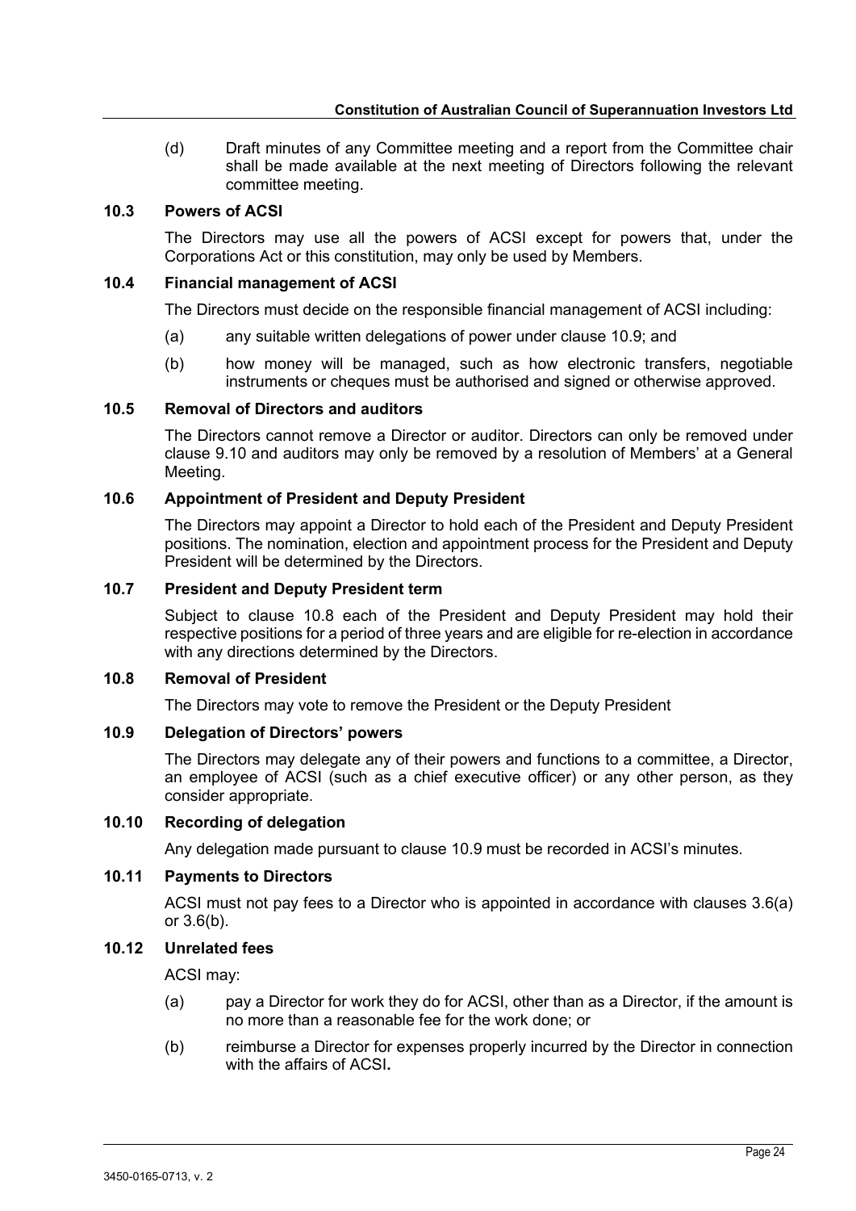(d) Draft minutes of any Committee meeting and a report from the Committee chair shall be made available at the next meeting of Directors following the relevant committee meeting.

### 10.3 Powers of ACSI

The Directors may use all the powers of ACSI except for powers that, under the Corporations Act or this constitution, may only be used by Members.

### 10.4 Financial management of ACSI

The Directors must decide on the responsible financial management of ACSI including:

(a) any suitable written delegations of power under clause 10.9; and

(b) how money will be managed, such as how electronic transfers, negotiable instruments or cheques must be authorised and signed or otherwise approved.

### 10.5 Removal of Directors and auditors

The Directors cannot remove a Director or auditor. Directors can only be removed under clause 9.10 and auditors may only be removed by a resolution of Members' at a General Meeting.

### 10.6 Appointment of President and Deputy President

The Directors may appoint a Director to hold each of the President and Deputy President positions. The nomination, election and appointment process for the President and Deputy President will be determined by the Directors.

### 10.7 President and Deputy President term

Subject to clause 10.8 each of the President and Deputy President may hold their respective positions for a period of three years and are eligible for re-election in accordance with any directions determined by the Directors.

### 10.8 Removal of President

The Directors may vote to remove the President or the Deputy President

### 10.9 Delegation of Directors' powers

The Directors may delegate any of their powers and functions to a committee, a Director, an employee of ACSI (such as a chief executive officer) or any other person, as they consider appropriate.

### 10.10 Recording of delegation

Any delegation made pursuant to clause 10.9 must be recorded in ACSI's minutes.

### 10.11 Payments to Directors

ACSI must not pay fees to a Director who is appointed in accordance with clauses 3.6(a) or 3.6(b).

### 10.12 Unrelated fees

ACSI may:

(a) pay a Director for work they do for ACSI, other than as a Director, if the amount is no more than a reasonable fee for the work done; or

(b) reimburse a Director for expenses properly incurred by the Director in connection with the affairs of ACSI**.**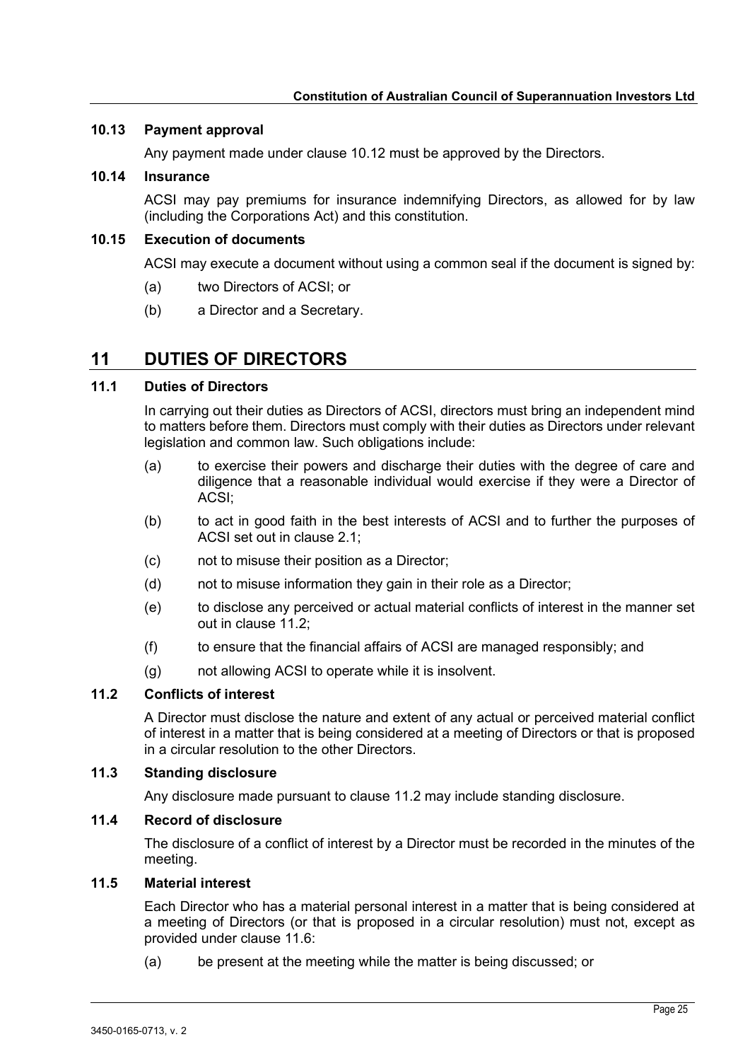### 10.13 Payment approval

Any payment made under clause 10.12 must be approved by the Directors.

### 10.14 Insurance

ACSI may pay premiums for insurance indemnifying Directors, as allowed for by law (including the Corporations Act) and this constitution.

### 10.15 Execution of documents

ACSI may execute a document without using a common seal if the document is signed by:

(a) two Directors of ACSI; or

(b) a Director and a Secretary.

## 11 DUTIES OF DIRECTORS

### 11.1 Duties of Directors

In carrying out their duties as Directors of ACSI, directors must bring an independent mind to matters before them. Directors must comply with their duties as Directors under relevant legislation and common law. Such obligations include:

(a) to exercise their powers and discharge their duties with the degree of care and diligence that a reasonable individual would exercise if they were a Director of ACSI;

(b) to act in good faith in the best interests of ACSI and to further the purposes of ACSI set out in clause 2.1;

(c) not to misuse their position as a Director;

(d) not to misuse information they gain in their role as a Director;

(e) to disclose any perceived or actual material conflicts of interest in the manner set out in clause 11.2;

(f) to ensure that the financial affairs of ACSI are managed responsibly; and

(g) not allowing ACSI to operate while it is insolvent.

### 11.2 Conflicts of interest

A Director must disclose the nature and extent of any actual or perceived material conflict of interest in a matter that is being considered at a meeting of Directors or that is proposed in a circular resolution to the other Directors.

### 11.3 Standing disclosure

Any disclosure made pursuant to clause 11.2 may include standing disclosure.

### 11.4 Record of disclosure

The disclosure of a conflict of interest by a Director must be recorded in the minutes of the meeting.

### 11.5 Material interest

Each Director who has a material personal interest in a matter that is being considered at a meeting of Directors (or that is proposed in a circular resolution) must not, except as provided under clause 11.6:

(a) be present at the meeting while the matter is being discussed; or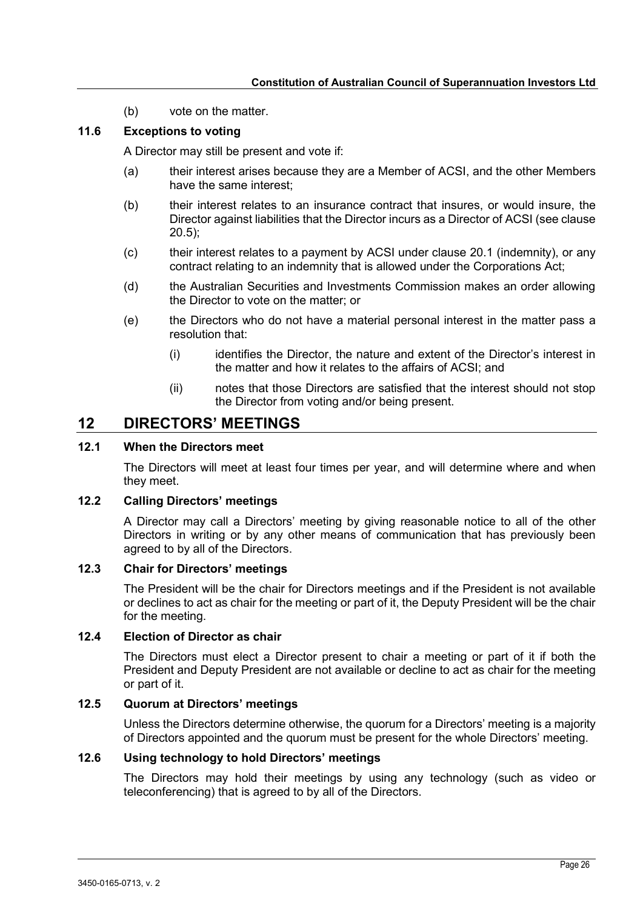(b) vote on the matter.

### 11.6 Exceptions to voting

A Director may still be present and vote if:

(a) their interest arises because they are a Member of ACSI, and the other Members have the same interest;

(b) their interest relates to an insurance contract that insures, or would insure, the Director against liabilities that the Director incurs as a Director of ACSI (see clause 20.5);

(c) their interest relates to a payment by ACSI under clause 20.1 (indemnity), or any contract relating to an indemnity that is allowed under the Corporations Act;

(d) the Australian Securities and Investments Commission makes an order allowing the Director to vote on the matter; or

(e) the Directors who do not have a material personal interest in the matter pass a resolution that:

  (i) identifies the Director, the nature and extent of the Director's interest in the matter and how it relates to the affairs of ACSI; and

  (ii) notes that those Directors are satisfied that the interest should not stop the Director from voting and/or being present.

## 12 DIRECTORS' MEETINGS

### 12.1 When the Directors meet

The Directors will meet at least four times per year, and will determine where and when they meet.

### 12.2 Calling Directors' meetings

A Director may call a Directors' meeting by giving reasonable notice to all of the other Directors in writing or by any other means of communication that has previously been agreed to by all of the Directors.

### 12.3 Chair for Directors' meetings

The President will be the chair for Directors meetings and if the President is not available or declines to act as chair for the meeting or part of it, the Deputy President will be the chair for the meeting.

### 12.4 Election of Director as chair

The Directors must elect a Director present to chair a meeting or part of it if both the President and Deputy President are not available or decline to act as chair for the meeting or part of it.

### 12.5 Quorum at Directors' meetings

Unless the Directors determine otherwise, the quorum for a Directors' meeting is a majority of Directors appointed and the quorum must be present for the whole Directors' meeting.

### 12.6 Using technology to hold Directors' meetings

The Directors may hold their meetings by using any technology (such as video or teleconferencing) that is agreed to by all of the Directors.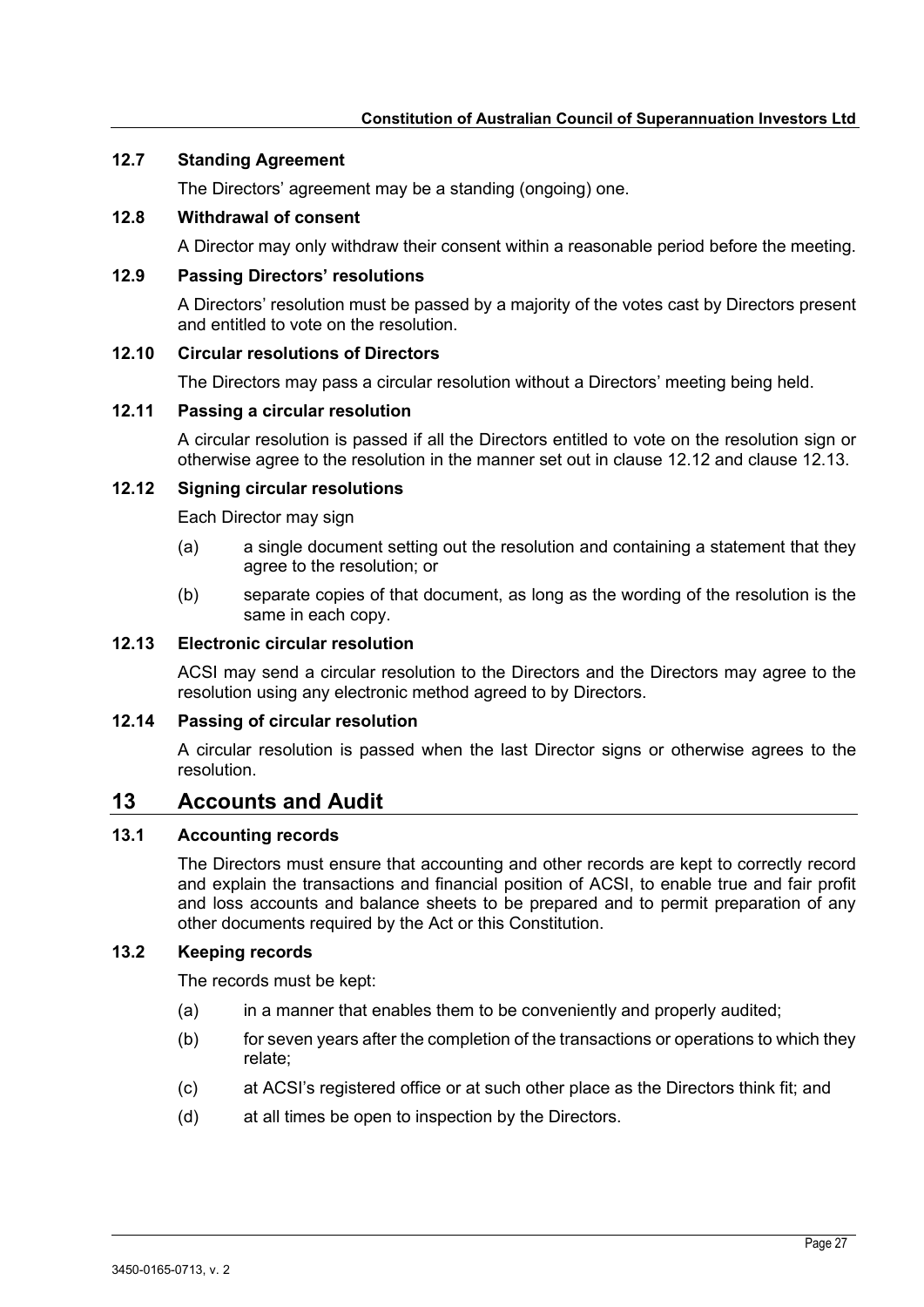### 12.7 Standing Agreement

The Directors' agreement may be a standing (ongoing) one.

### 12.8 Withdrawal of consent

A Director may only withdraw their consent within a reasonable period before the meeting.

### 12.9 Passing Directors' resolutions

A Directors' resolution must be passed by a majority of the votes cast by Directors present and entitled to vote on the resolution.

### 12.10 Circular resolutions of Directors

The Directors may pass a circular resolution without a Directors' meeting being held.

### 12.11 Passing a circular resolution

A circular resolution is passed if all the Directors entitled to vote on the resolution sign or otherwise agree to the resolution in the manner set out in clause 12.12 and clause 12.13.

### 12.12 Signing circular resolutions

Each Director may sign

(a) a single document setting out the resolution and containing a statement that they agree to the resolution; or

(b) separate copies of that document, as long as the wording of the resolution is the same in each copy.

### 12.13 Electronic circular resolution

ACSI may send a circular resolution to the Directors and the Directors may agree to the resolution using any electronic method agreed to by Directors.

### 12.14 Passing of circular resolution

A circular resolution is passed when the last Director signs or otherwise agrees to the resolution.

## 13 Accounts and Audit

### 13.1 Accounting records

The Directors must ensure that accounting and other records are kept to correctly record and explain the transactions and financial position of ACSI, to enable true and fair profit and loss accounts and balance sheets to be prepared and to permit preparation of any other documents required by the Act or this Constitution.

### 13.2 Keeping records

The records must be kept:

(a) in a manner that enables them to be conveniently and properly audited;

(b) for seven years after the completion of the transactions or operations to which they relate;

(c) at ACSI's registered office or at such other place as the Directors think fit; and

(d) at all times be open to inspection by the Directors.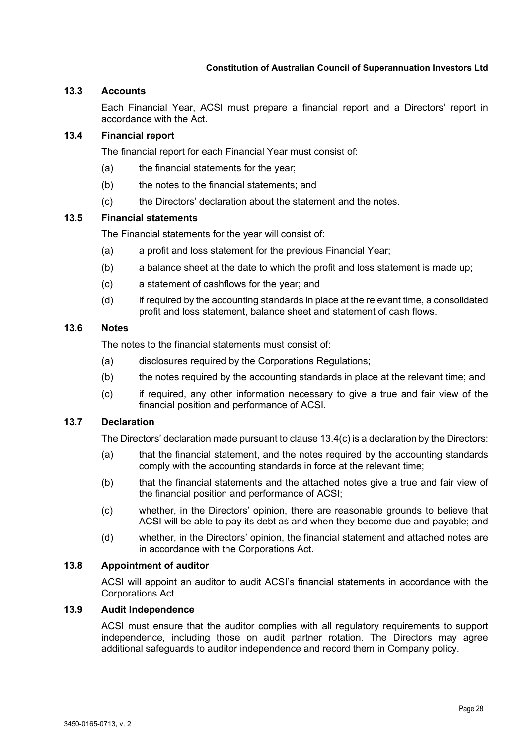### 13.3 Accounts

Each Financial Year, ACSI must prepare a financial report and a Directors' report in accordance with the Act.

### 13.4 Financial report

The financial report for each Financial Year must consist of:

(a) the financial statements for the year;

(b) the notes to the financial statements; and

(c) the Directors' declaration about the statement and the notes.

### 13.5 Financial statements

The Financial statements for the year will consist of:

(a) a profit and loss statement for the previous Financial Year;

(b) a balance sheet at the date to which the profit and loss statement is made up;

(c) a statement of cashflows for the year; and

(d) if required by the accounting standards in place at the relevant time, a consolidated profit and loss statement, balance sheet and statement of cash flows.

### 13.6 Notes

The notes to the financial statements must consist of:

(a) disclosures required by the Corporations Regulations;

(b) the notes required by the accounting standards in place at the relevant time; and

(c) if required, any other information necessary to give a true and fair view of the financial position and performance of ACSI.

### 13.7 Declaration

The Directors' declaration made pursuant to clause 13.4(c) is a declaration by the Directors:

(a) that the financial statement, and the notes required by the accounting standards comply with the accounting standards in force at the relevant time;

(b) that the financial statements and the attached notes give a true and fair view of the financial position and performance of ACSI;

(c) whether, in the Directors' opinion, there are reasonable grounds to believe that ACSI will be able to pay its debt as and when they become due and payable; and

(d) whether, in the Directors' opinion, the financial statement and attached notes are in accordance with the Corporations Act.

### 13.8 Appointment of auditor

ACSI will appoint an auditor to audit ACSI's financial statements in accordance with the Corporations Act.

### 13.9 Audit Independence

ACSI must ensure that the auditor complies with all regulatory requirements to support independence, including those on audit partner rotation. The Directors may agree additional safeguards to auditor independence and record them in Company policy.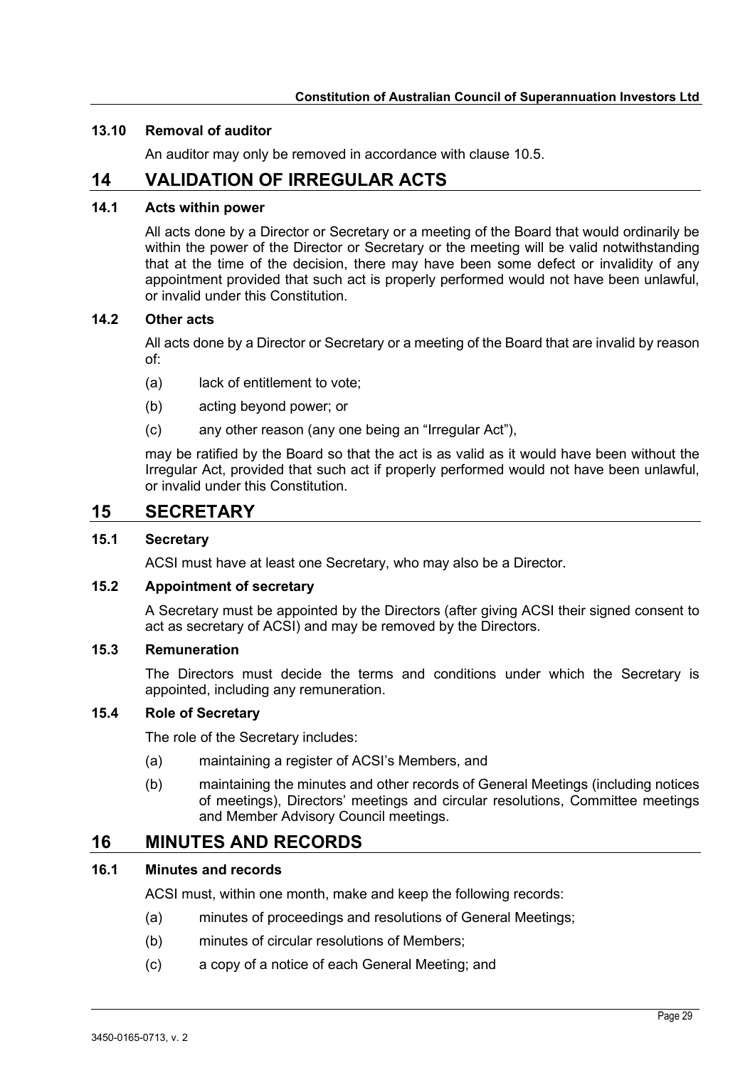### 13.10 Removal of auditor

An auditor may only be removed in accordance with clause 10.5.

## 14 VALIDATION OF IRREGULAR ACTS

### 14.1 Acts within power

All acts done by a Director or Secretary or a meeting of the Board that would ordinarily be within the power of the Director or Secretary or the meeting will be valid notwithstanding that at the time of the decision, there may have been some defect or invalidity of any appointment provided that such act is properly performed would not have been unlawful, or invalid under this Constitution.

### 14.2 Other acts

All acts done by a Director or Secretary or a meeting of the Board that are invalid by reason of:

(a) lack of entitlement to vote;

(b) acting beyond power; or

(c) any other reason (any one being an "Irregular Act"),

may be ratified by the Board so that the act is as valid as it would have been without the Irregular Act, provided that such act if properly performed would not have been unlawful, or invalid under this Constitution.

## 15 SECRETARY

### 15.1 Secretary

ACSI must have at least one Secretary, who may also be a Director.

### 15.2 Appointment of secretary

A Secretary must be appointed by the Directors (after giving ACSI their signed consent to act as secretary of ACSI) and may be removed by the Directors.

### 15.3 Remuneration

The Directors must decide the terms and conditions under which the Secretary is appointed, including any remuneration.

### 15.4 Role of Secretary

The role of the Secretary includes:

(a) maintaining a register of ACSI's Members, and

(b) maintaining the minutes and other records of General Meetings (including notices of meetings), Directors' meetings and circular resolutions, Committee meetings and Member Advisory Council meetings.

## 16 MINUTES AND RECORDS

### 16.1 Minutes and records

ACSI must, within one month, make and keep the following records:

(a) minutes of proceedings and resolutions of General Meetings;

(b) minutes of circular resolutions of Members;

(c) a copy of a notice of each General Meeting; and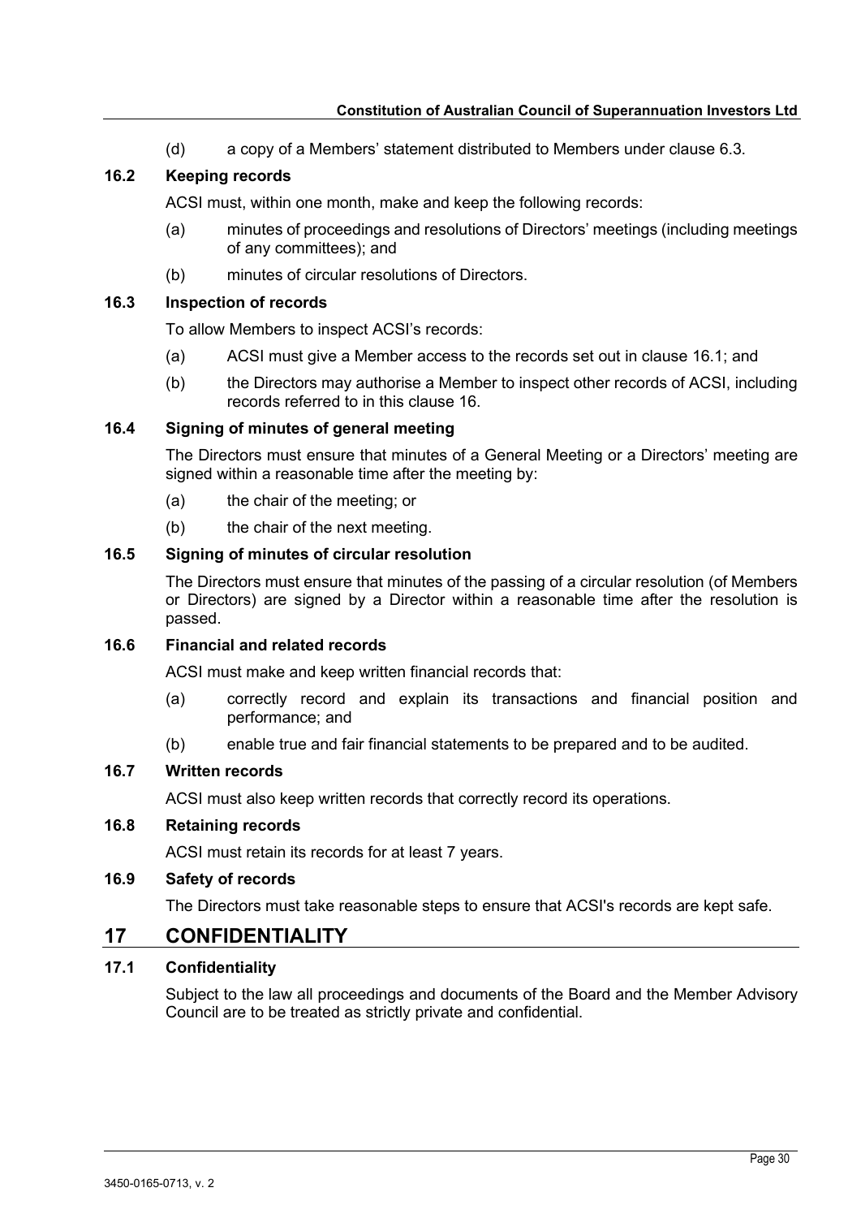(d) a copy of a Members' statement distributed to Members under clause 6.3.

### 16.2 Keeping records

ACSI must, within one month, make and keep the following records:

(a) minutes of proceedings and resolutions of Directors' meetings (including meetings of any committees); and

(b) minutes of circular resolutions of Directors.

### 16.3 Inspection of records

To allow Members to inspect ACSI's records:

(a) ACSI must give a Member access to the records set out in clause 16.1; and

(b) the Directors may authorise a Member to inspect other records of ACSI, including records referred to in this clause 16.

### 16.4 Signing of minutes of general meeting

The Directors must ensure that minutes of a General Meeting or a Directors' meeting are signed within a reasonable time after the meeting by:

(a) the chair of the meeting; or

(b) the chair of the next meeting.

### 16.5 Signing of minutes of circular resolution

The Directors must ensure that minutes of the passing of a circular resolution (of Members or Directors) are signed by a Director within a reasonable time after the resolution is passed.

### 16.6 Financial and related records

ACSI must make and keep written financial records that:

(a) correctly record and explain its transactions and financial position and performance; and

(b) enable true and fair financial statements to be prepared and to be audited.

### 16.7 Written records

ACSI must also keep written records that correctly record its operations.

### 16.8 Retaining records

ACSI must retain its records for at least 7 years.

### 16.9 Safety of records

The Directors must take reasonable steps to ensure that ACSI's records are kept safe.

## 17 CONFIDENTIALITY

### 17.1 Confidentiality

Subject to the law all proceedings and documents of the Board and the Member Advisory Council are to be treated as strictly private and confidential.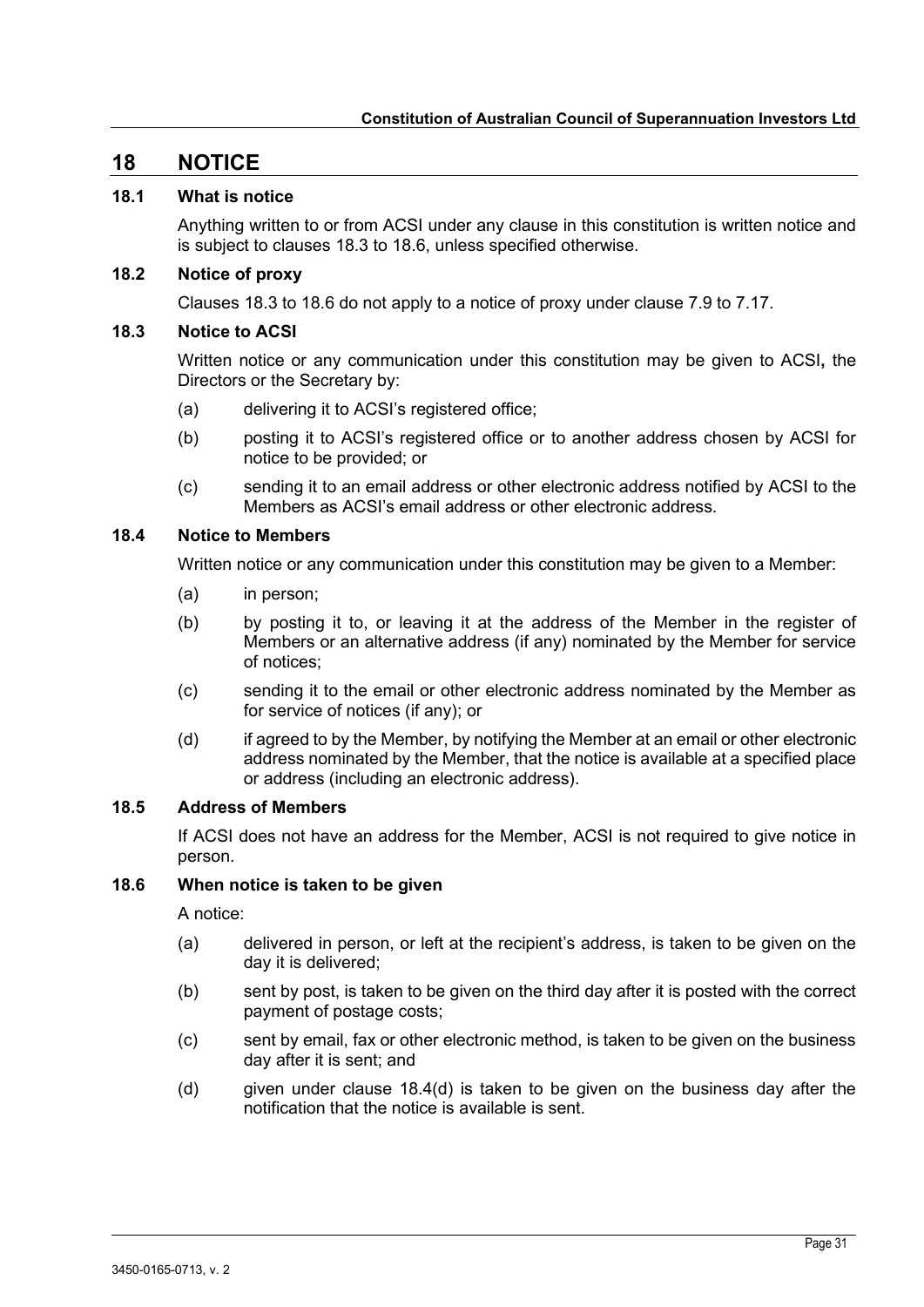## 18 NOTICE

### 18.1 What is notice

Anything written to or from ACSI under any clause in this constitution is written notice and is subject to clauses 18.3 to 18.6, unless specified otherwise.

### 18.2 Notice of proxy

Clauses 18.3 to 18.6 do not apply to a notice of proxy under clause 7.9 to 7.17.

### 18.3 Notice to ACSI

Written notice or any communication under this constitution may be given to ACSI**,** the Directors or the Secretary by:

(a) delivering it to ACSI's registered office;

(b) posting it to ACSI's registered office or to another address chosen by ACSI for notice to be provided; or

(c) sending it to an email address or other electronic address notified by ACSI to the Members as ACSI's email address or other electronic address.

### 18.4 Notice to Members

Written notice or any communication under this constitution may be given to a Member:

(a) in person;

(b) by posting it to, or leaving it at the address of the Member in the register of Members or an alternative address (if any) nominated by the Member for service of notices;

(c) sending it to the email or other electronic address nominated by the Member as for service of notices (if any); or

(d) if agreed to by the Member, by notifying the Member at an email or other electronic address nominated by the Member, that the notice is available at a specified place or address (including an electronic address).

### 18.5 Address of Members

If ACSI does not have an address for the Member, ACSI is not required to give notice in person.

### 18.6 When notice is taken to be given

A notice:

(a) delivered in person, or left at the recipient's address, is taken to be given on the day it is delivered;

(b) sent by post, is taken to be given on the third day after it is posted with the correct payment of postage costs;

(c) sent by email, fax or other electronic method, is taken to be given on the business day after it is sent; and

(d) given under clause 18.4(d) is taken to be given on the business day after the notification that the notice is available is sent.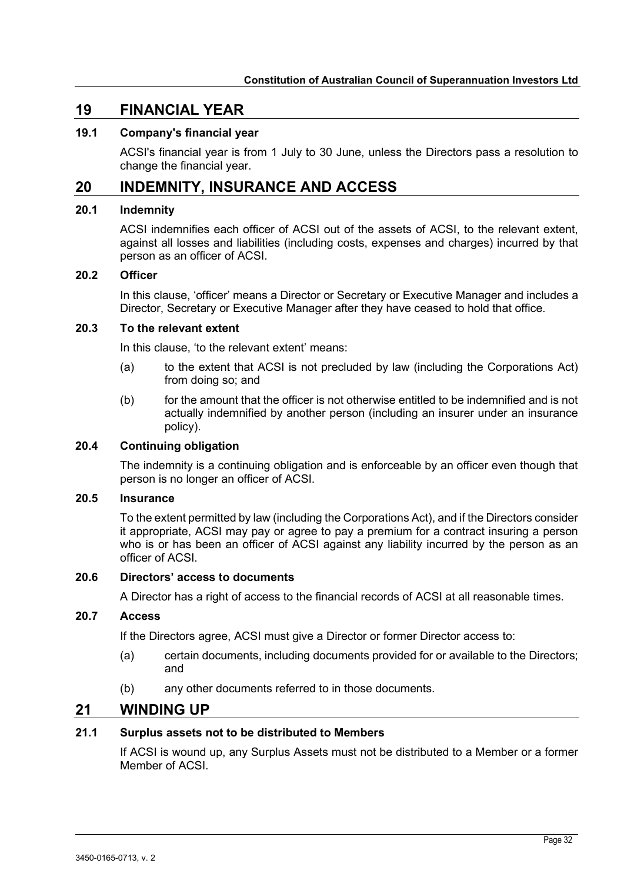## 19 FINANCIAL YEAR

### 19.1 Company's financial year

ACSI's financial year is from 1 July to 30 June, unless the Directors pass a resolution to change the financial year.

## 20 INDEMNITY, INSURANCE AND ACCESS

### 20.1 Indemnity

ACSI indemnifies each officer of ACSI out of the assets of ACSI, to the relevant extent, against all losses and liabilities (including costs, expenses and charges) incurred by that person as an officer of ACSI.

### 20.2 Officer

In this clause, 'officer' means a Director or Secretary or Executive Manager and includes a Director, Secretary or Executive Manager after they have ceased to hold that office.

### 20.3 To the relevant extent

In this clause, 'to the relevant extent' means:

(a) to the extent that ACSI is not precluded by law (including the Corporations Act) from doing so; and

(b) for the amount that the officer is not otherwise entitled to be indemnified and is not actually indemnified by another person (including an insurer under an insurance policy).

### 20.4 Continuing obligation

The indemnity is a continuing obligation and is enforceable by an officer even though that person is no longer an officer of ACSI.

### 20.5 Insurance

To the extent permitted by law (including the Corporations Act), and if the Directors consider it appropriate, ACSI may pay or agree to pay a premium for a contract insuring a person who is or has been an officer of ACSI against any liability incurred by the person as an officer of ACSI.

### 20.6 Directors' access to documents

A Director has a right of access to the financial records of ACSI at all reasonable times.

### 20.7 Access

If the Directors agree, ACSI must give a Director or former Director access to:

(a) certain documents, including documents provided for or available to the Directors; and

(b) any other documents referred to in those documents.

## 21 WINDING UP

### 21.1 Surplus assets not to be distributed to Members

If ACSI is wound up, any Surplus Assets must not be distributed to a Member or a former Member of ACSI.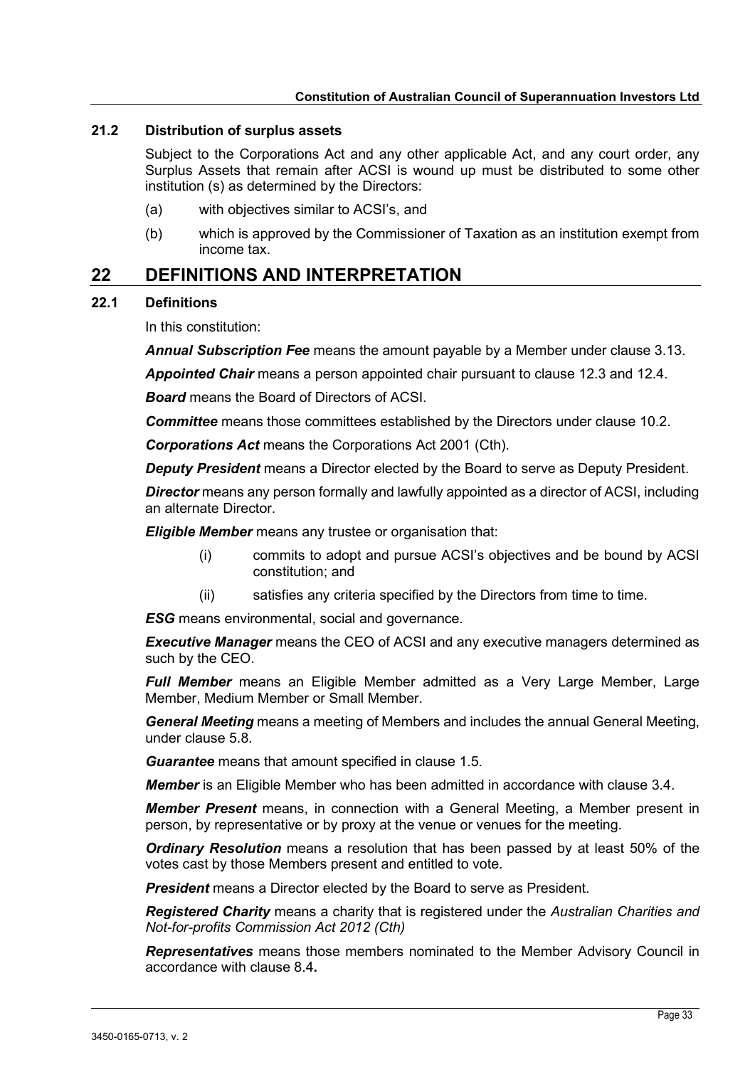### 21.2 Distribution of surplus assets

Subject to the Corporations Act and any other applicable Act, and any court order, any Surplus Assets that remain after ACSI is wound up must be distributed to some other institution (s) as determined by the Directors:

(a) with objectives similar to ACSI's, and

(b) which is approved by the Commissioner of Taxation as an institution exempt from income tax.

## 22 DEFINITIONS AND INTERPRETATION

### 22.1 Definitions

In this constitution:

***Annual Subscription Fee*** means the amount payable by a Member under clause 3.13.

***Appointed Chair*** means a person appointed chair pursuant to clause 12.3 and 12.4.

***Board*** means the Board of Directors of ACSI.

***Committee*** means those committees established by the Directors under clause 10.2.

***Corporations Act*** means the Corporations Act 2001 (Cth).

***Deputy President*** means a Director elected by the Board to serve as Deputy President.

***Director*** means any person formally and lawfully appointed as a director of ACSI, including an alternate Director.

***Eligible Member*** means any trustee or organisation that:

(i) commits to adopt and pursue ACSI's objectives and be bound by ACSI constitution; and

(ii) satisfies any criteria specified by the Directors from time to time.

***ESG*** means environmental, social and governance.

***Executive Manager*** means the CEO of ACSI and any executive managers determined as such by the CEO.

***Full Member*** means an Eligible Member admitted as a Very Large Member, Large Member, Medium Member or Small Member.

***General Meeting*** means a meeting of Members and includes the annual General Meeting, under clause 5.8.

***Guarantee*** means that amount specified in clause 1.5.

***Member*** is an Eligible Member who has been admitted in accordance with clause 3.4.

***Member Present*** means, in connection with a General Meeting, a Member present in person, by representative or by proxy at the venue or venues for the meeting.

***Ordinary Resolution*** means a resolution that has been passed by at least 50% of the votes cast by those Members present and entitled to vote.

***President*** means a Director elected by the Board to serve as President.

***Registered Charity*** means a charity that is registered under the *Australian Charities and Not-for-profits Commission Act 2012 (Cth)*

***Representatives*** means those members nominated to the Member Advisory Council in accordance with clause 8.4**.**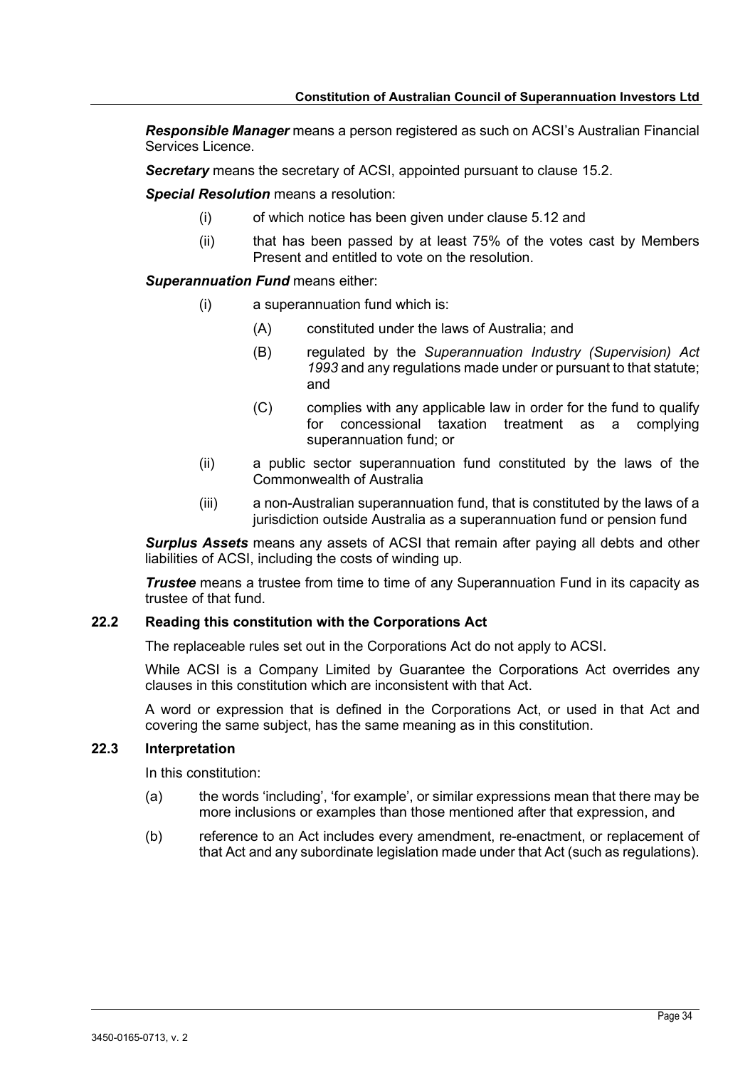***Responsible Manager*** means a person registered as such on ACSI's Australian Financial Services Licence.

***Secretary*** means the secretary of ACSI, appointed pursuant to clause 15.2.

***Special Resolution*** means a resolution:

(i) of which notice has been given under clause 5.12 and

(ii) that has been passed by at least 75% of the votes cast by Members Present and entitled to vote on the resolution.

***Superannuation Fund*** means either:

(i) a superannuation fund which is:

(A) constituted under the laws of Australia; and

(B) regulated by the *Superannuation Industry (Supervision) Act 1993* and any regulations made under or pursuant to that statute; and

(C) complies with any applicable law in order for the fund to qualify for concessional taxation treatment as a complying superannuation fund; or

(ii) a public sector superannuation fund constituted by the laws of the Commonwealth of Australia

(iii) a non-Australian superannuation fund, that is constituted by the laws of a jurisdiction outside Australia as a superannuation fund or pension fund

***Surplus Assets*** means any assets of ACSI that remain after paying all debts and other liabilities of ACSI, including the costs of winding up.

***Trustee*** means a trustee from time to time of any Superannuation Fund in its capacity as trustee of that fund.

### 22.2 Reading this constitution with the Corporations Act

The replaceable rules set out in the Corporations Act do not apply to ACSI.

While ACSI is a Company Limited by Guarantee the Corporations Act overrides any clauses in this constitution which are inconsistent with that Act.

A word or expression that is defined in the Corporations Act, or used in that Act and covering the same subject, has the same meaning as in this constitution.

### 22.3 Interpretation

In this constitution:

(a) the words 'including', 'for example', or similar expressions mean that there may be more inclusions or examples than those mentioned after that expression, and

(b) reference to an Act includes every amendment, re-enactment, or replacement of that Act and any subordinate legislation made under that Act (such as regulations).